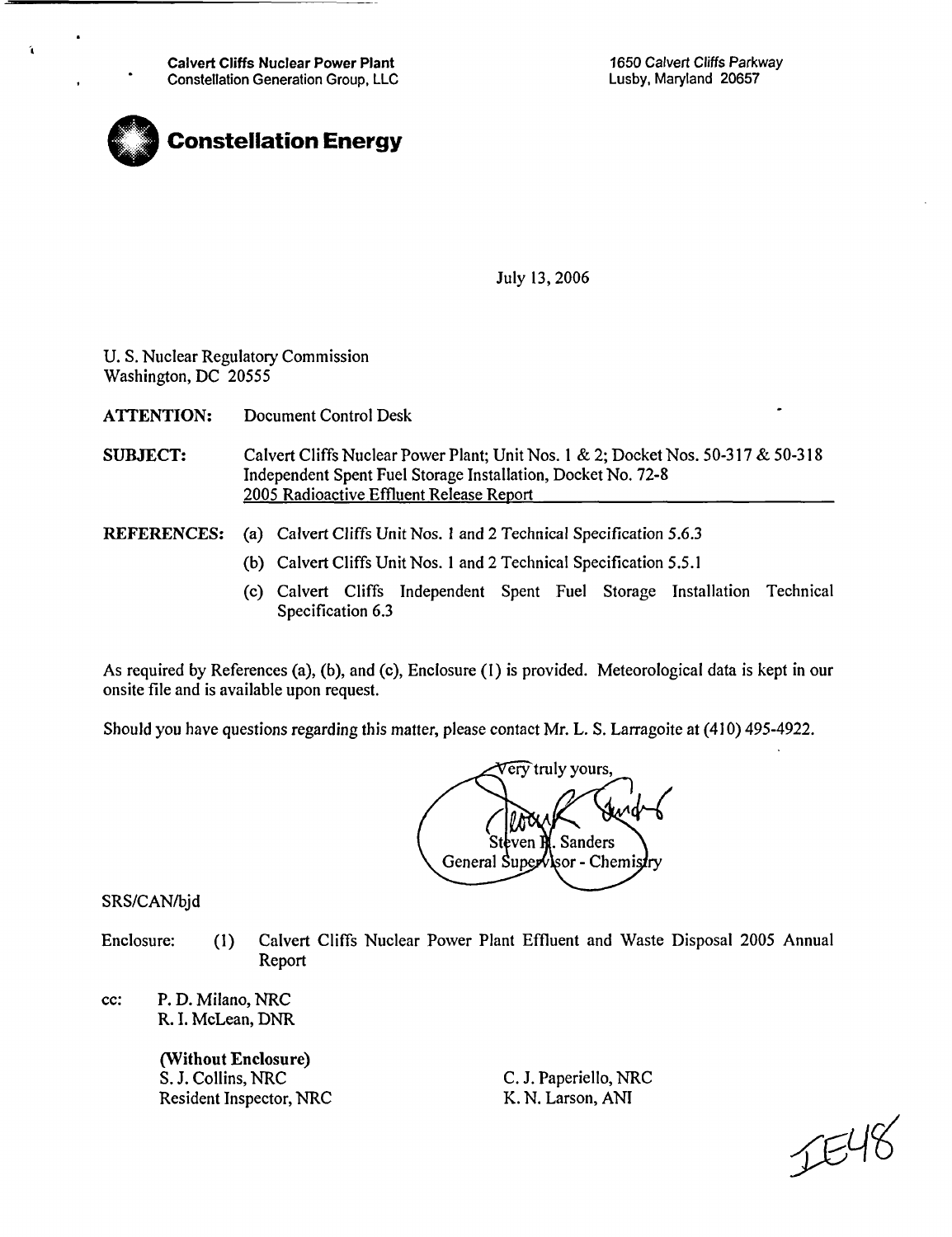**Calvert Cliffs Nuclear Power Plant**
Constellation Generation Group, LLC

*1650 Calvert Cliffs Parkway*
*Lusby, Maryland 20657*

**Constellation Energy**

July 13, 2006

U. S. Nuclear Regulatory Commission
Washington, DC 20555

**ATTENTION:** Document Control Desk

**SUBJECT:** Calvert Cliffs Nuclear Power Plant; Unit Nos. 1 & 2; Docket Nos. 50-317 & 50-318
Independent Spent Fuel Storage Installation, Docket No. 72-8
2005 Radioactive Effluent Release Report

**REFERENCES:**
(a) Calvert Cliffs Unit Nos. 1 and 2 Technical Specification 5.6.3
(b) Calvert Cliffs Unit Nos. 1 and 2 Technical Specification 5.5.1
(c) Calvert Cliffs Independent Spent Fuel Storage Installation Technical Specification 6.3

As required by References (a), (b), and (c), Enclosure (1) is provided. Meteorological data is kept in our onsite file and is available upon request.

Should you have questions regarding this matter, please contact Mr. L. S. Larragoite at (410) 495-4922.

Very truly yours,

Steven R. Sanders
General Supervisor - Chemistry

SRS/CAN/bjd

Enclosure: (1) Calvert Cliffs Nuclear Power Plant Effluent and Waste Disposal 2005 Annual Report

cc: P. D. Milano, NRC
R. I. McLean, DNR

**(Without Enclosure)**
S. J. Collins, NRC
Resident Inspector, NRC
C. J. Paperiello, NRC
K. N. Larson, ANI

IE48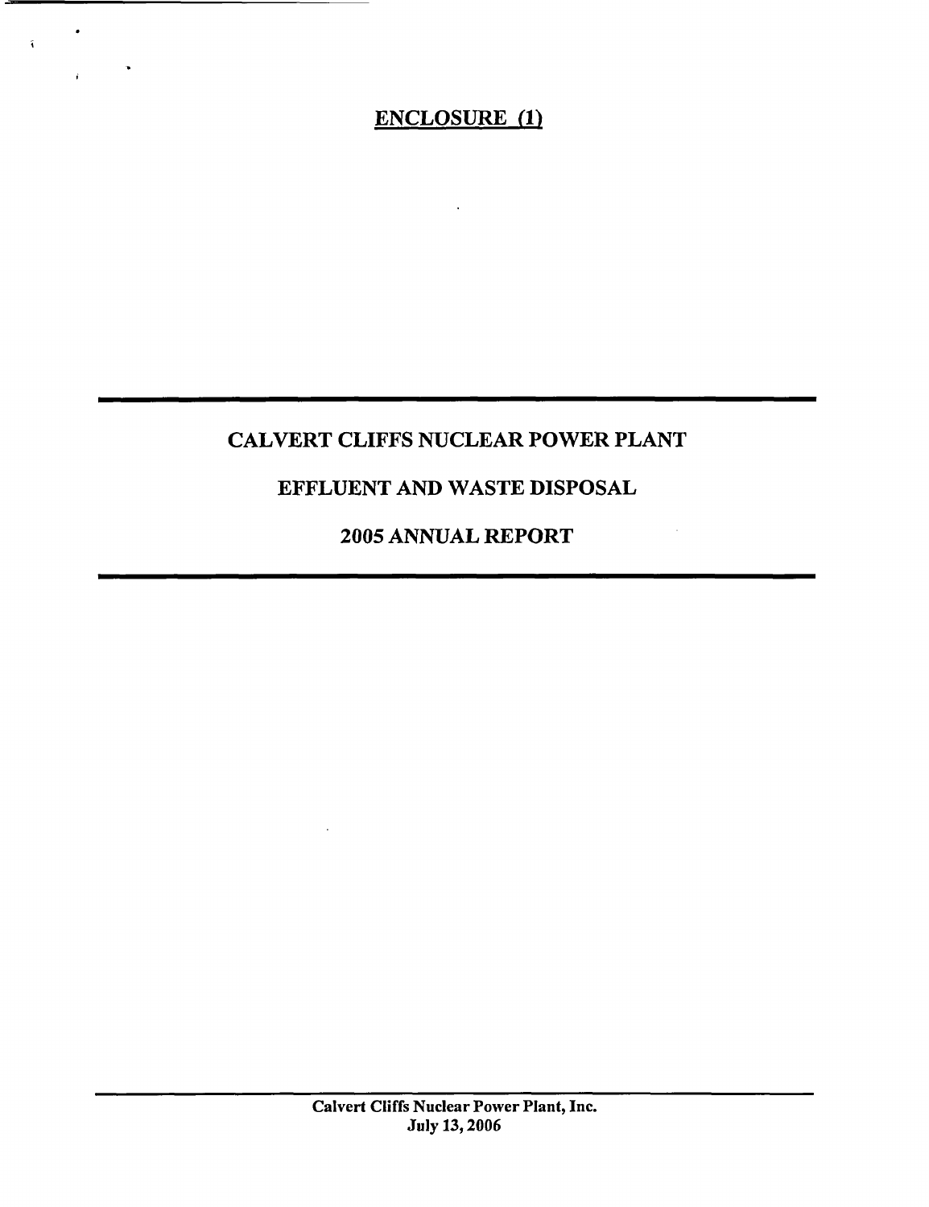**ENCLOSURE (1)**

# CALVERT CLIFFS NUCLEAR POWER PLANT

# EFFLUENT AND WASTE DISPOSAL

# 2005 ANNUAL REPORT

**Calvert Cliffs Nuclear Power Plant, Inc.**
**July 13, 2006**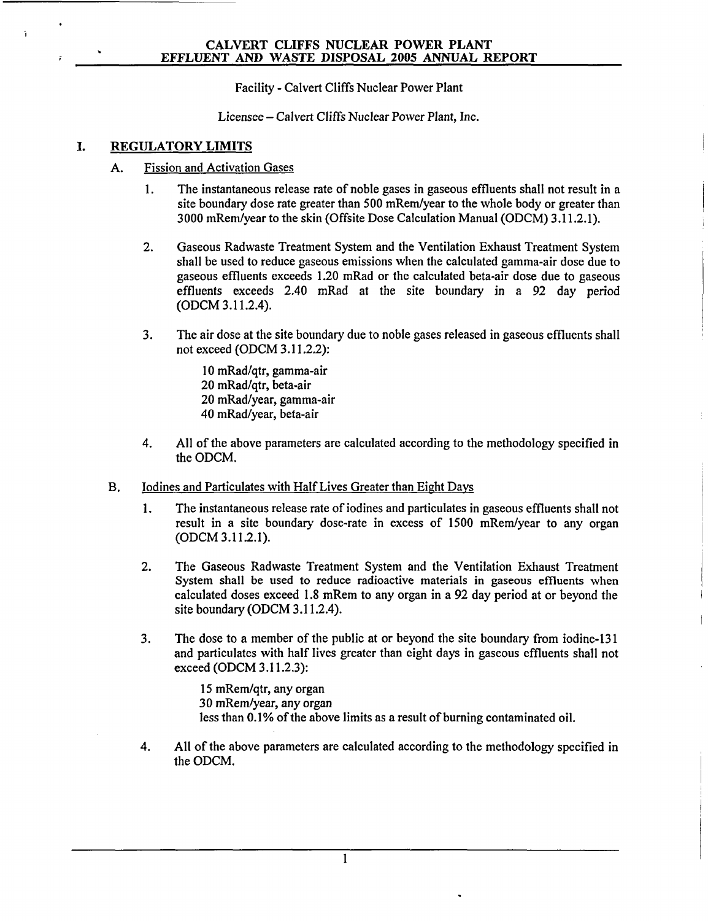Facility - Calvert Cliffs Nuclear Power Plant

Licensee – Calvert Cliffs Nuclear Power Plant, Inc.

## I. REGULATORY LIMITS

### A. Fission and Activation Gases

1. The instantaneous release rate of noble gases in gaseous effluents shall not result in a site boundary dose rate greater than 500 mRem/year to the whole body or greater than 3000 mRem/year to the skin (Offsite Dose Calculation Manual (ODCM) 3.11.2.1).

2. Gaseous Radwaste Treatment System and the Ventilation Exhaust Treatment System shall be used to reduce gaseous emissions when the calculated gamma-air dose due to gaseous effluents exceeds 1.20 mRad or the calculated beta-air dose due to gaseous effluents exceeds 2.40 mRad at the site boundary in a 92 day period (ODCM 3.11.2.4).

3. The air dose at the site boundary due to noble gases released in gaseous effluents shall not exceed (ODCM 3.11.2.2):

   10 mRad/qtr, gamma-air
   20 mRad/qtr, beta-air
   20 mRad/year, gamma-air
   40 mRad/year, beta-air

4. All of the above parameters are calculated according to the methodology specified in the ODCM.

### B. Iodines and Particulates with Half Lives Greater than Eight Days

1. The instantaneous release rate of iodines and particulates in gaseous effluents shall not result in a site boundary dose-rate in excess of 1500 mRem/year to any organ (ODCM 3.11.2.1).

2. The Gaseous Radwaste Treatment System and the Ventilation Exhaust Treatment System shall be used to reduce radioactive materials in gaseous effluents when calculated doses exceed 1.8 mRem to any organ in a 92 day period at or beyond the site boundary (ODCM 3.11.2.4).

3. The dose to a member of the public at or beyond the site boundary from iodine-131 and particulates with half lives greater than eight days in gaseous effluents shall not exceed (ODCM 3.11.2.3):

   15 mRem/qtr, any organ
   30 mRem/year, any organ
   less than 0.1% of the above limits as a result of burning contaminated oil.

4. All of the above parameters are calculated according to the methodology specified in the ODCM.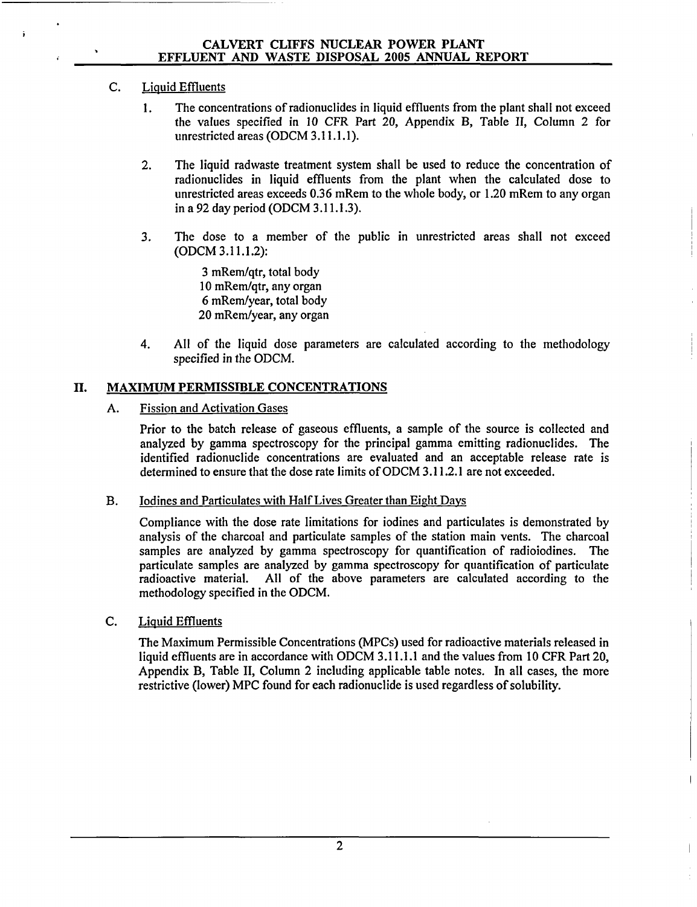C. Liquid Effluents

1. The concentrations of radionuclides in liquid effluents from the plant shall not exceed the values specified in 10 CFR Part 20, Appendix B, Table II, Column 2 for unrestricted areas (ODCM 3.11.1.1).

2. The liquid radwaste treatment system shall be used to reduce the concentration of radionuclides in liquid effluents from the plant when the calculated dose to unrestricted areas exceeds 0.36 mRem to the whole body, or 1.20 mRem to any organ in a 92 day period (ODCM 3.11.1.3).

3. The dose to a member of the public in unrestricted areas shall not exceed (ODCM 3.11.1.2):

   3 mRem/qtr, total body
   10 mRem/qtr, any organ
   6 mRem/year, total body
   20 mRem/year, any organ

4. All of the liquid dose parameters are calculated according to the methodology specified in the ODCM.

## II. MAXIMUM PERMISSIBLE CONCENTRATIONS

### A. Fission and Activation Gases

Prior to the batch release of gaseous effluents, a sample of the source is collected and analyzed by gamma spectroscopy for the principal gamma emitting radionuclides. The identified radionuclide concentrations are evaluated and an acceptable release rate is determined to ensure that the dose rate limits of ODCM 3.11.2.1 are not exceeded.

### B. Iodines and Particulates with Half Lives Greater than Eight Days

Compliance with the dose rate limitations for iodines and particulates is demonstrated by analysis of the charcoal and particulate samples of the station main vents. The charcoal samples are analyzed by gamma spectroscopy for quantification of radioiodines. The particulate samples are analyzed by gamma spectroscopy for quantification of particulate radioactive material. All of the above parameters are calculated according to the methodology specified in the ODCM.

### C. Liquid Effluents

The Maximum Permissible Concentrations (MPCs) used for radioactive materials released in liquid effluents are in accordance with ODCM 3.11.1.1 and the values from 10 CFR Part 20, Appendix B, Table II, Column 2 including applicable table notes. In all cases, the more restrictive (lower) MPC found for each radionuclide is used regardless of solubility.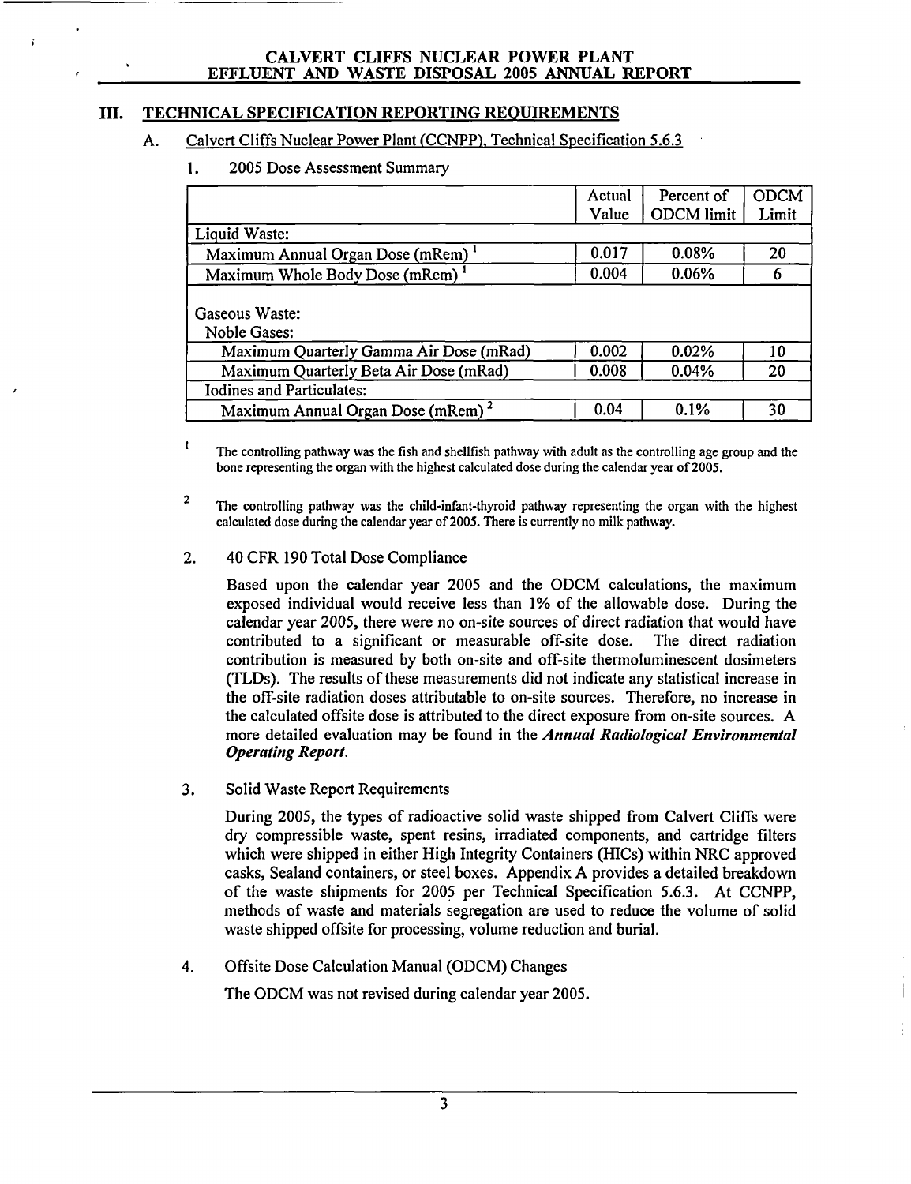## III. TECHNICAL SPECIFICATION REPORTING REQUIREMENTS

### A. Calvert Cliffs Nuclear Power Plant (CCNPP), Technical Specification 5.6.3

1. 2005 Dose Assessment Summary

| | Actual Value | Percent of ODCM limit | ODCM Limit |
|---|---|---|---|
| Liquid Waste: | | | |
| Maximum Annual Organ Dose (mRem) [1] | 0.017 | 0.08% | 20 |
| Maximum Whole Body Dose (mRem) [1] | 0.004 | 0.06% | 6 |
| Gaseous Waste: | | | |
| Noble Gases: | | | |
| Maximum Quarterly Gamma Air Dose (mRad) | 0.002 | 0.02% | 10 |
| Maximum Quarterly Beta Air Dose (mRad) | 0.008 | 0.04% | 20 |
| Iodines and Particulates: | | | |
| Maximum Annual Organ Dose (mRem) [2] | 0.04 | 0.1% | 30 |

[1] The controlling pathway was the fish and shellfish pathway with adult as the controlling age group and the bone representing the organ with the highest calculated dose during the calendar year of 2005.

[2] The controlling pathway was the child-infant-thyroid pathway representing the organ with the highest calculated dose during the calendar year of 2005. There is currently no milk pathway.

2. 40 CFR 190 Total Dose Compliance

   Based upon the calendar year 2005 and the ODCM calculations, the maximum exposed individual would receive less than 1% of the allowable dose. During the calendar year 2005, there were no on-site sources of direct radiation that would have contributed to a significant or measurable off-site dose. The direct radiation contribution is measured by both on-site and off-site thermoluminescent dosimeters (TLDs). The results of these measurements did not indicate any statistical increase in the off-site radiation doses attributable to on-site sources. Therefore, no increase in the calculated offsite dose is attributed to the direct exposure from on-site sources. A more detailed evaluation may be found in the ***Annual Radiological Environmental Operating Report.***

3. Solid Waste Report Requirements

   During 2005, the types of radioactive solid waste shipped from Calvert Cliffs were dry compressible waste, spent resins, irradiated components, and cartridge filters which were shipped in either High Integrity Containers (HICs) within NRC approved casks, Sealand containers, or steel boxes. Appendix A provides a detailed breakdown of the waste shipments for 2005 per Technical Specification 5.6.3. At CCNPP, methods of waste and materials segregation are used to reduce the volume of solid waste shipped offsite for processing, volume reduction and burial.

4. Offsite Dose Calculation Manual (ODCM) Changes

   The ODCM was not revised during calendar year 2005.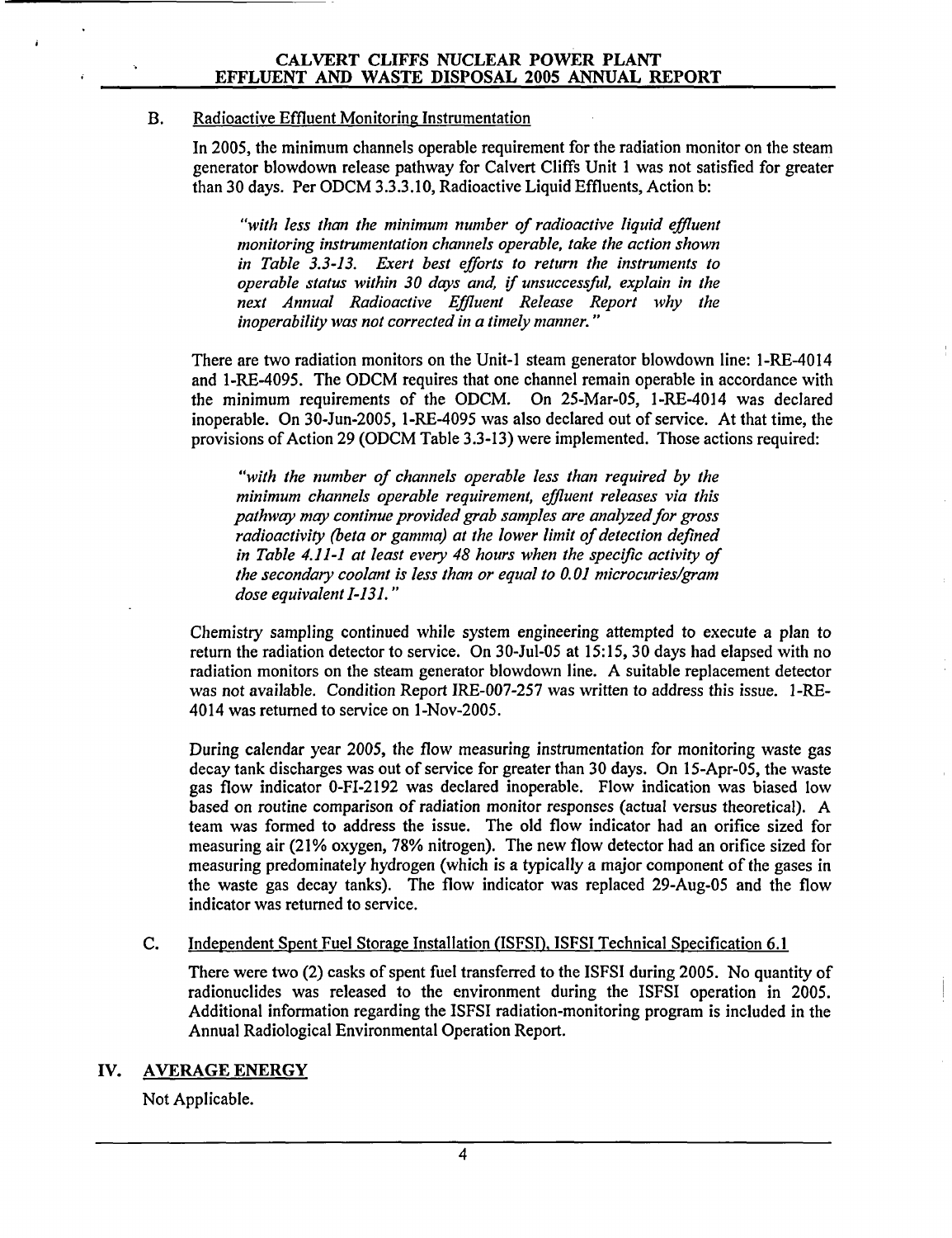### B. Radioactive Effluent Monitoring Instrumentation

In 2005, the minimum channels operable requirement for the radiation monitor on the steam generator blowdown release pathway for Calvert Cliffs Unit 1 was not satisfied for greater than 30 days. Per ODCM 3.3.3.10, Radioactive Liquid Effluents, Action b:

> *"with less than the minimum number of radioactive liquid effluent monitoring instrumentation channels operable, take the action shown in Table 3.3-13. Exert best efforts to return the instruments to operable status within 30 days and, if unsuccessful, explain in the next Annual Radioactive Effluent Release Report why the inoperability was not corrected in a timely manner."*

There are two radiation monitors on the Unit-1 steam generator blowdown line: 1-RE-4014 and 1-RE-4095. The ODCM requires that one channel remain operable in accordance with the minimum requirements of the ODCM. On 25-Mar-05, 1-RE-4014 was declared inoperable. On 30-Jun-2005, 1-RE-4095 was also declared out of service. At that time, the provisions of Action 29 (ODCM Table 3.3-13) were implemented. Those actions required:

> *"with the number of channels operable less than required by the minimum channels operable requirement, effluent releases via this pathway may continue provided grab samples are analyzed for gross radioactivity (beta or gamma) at the lower limit of detection defined in Table 4.11-1 at least every 48 hours when the specific activity of the secondary coolant is less than or equal to 0.01 microcuries/gram dose equivalent I-131."*

Chemistry sampling continued while system engineering attempted to execute a plan to return the radiation detector to service. On 30-Jul-05 at 15:15, 30 days had elapsed with no radiation monitors on the steam generator blowdown line. A suitable replacement detector was not available. Condition Report IRE-007-257 was written to address this issue. 1-RE-4014 was returned to service on 1-Nov-2005.

During calendar year 2005, the flow measuring instrumentation for monitoring waste gas decay tank discharges was out of service for greater than 30 days. On 15-Apr-05, the waste gas flow indicator 0-FI-2192 was declared inoperable. Flow indication was biased low based on routine comparison of radiation monitor responses (actual versus theoretical). A team was formed to address the issue. The old flow indicator had an orifice sized for measuring air (21% oxygen, 78% nitrogen). The new flow detector had an orifice sized for measuring predominately hydrogen (which is a typically a major component of the gases in the waste gas decay tanks). The flow indicator was replaced 29-Aug-05 and the flow indicator was returned to service.

### C. Independent Spent Fuel Storage Installation (ISFSI), ISFSI Technical Specification 6.1

There were two (2) casks of spent fuel transferred to the ISFSI during 2005. No quantity of radionuclides was released to the environment during the ISFSI operation in 2005. Additional information regarding the ISFSI radiation-monitoring program is included in the Annual Radiological Environmental Operation Report.

## IV. AVERAGE ENERGY

Not Applicable.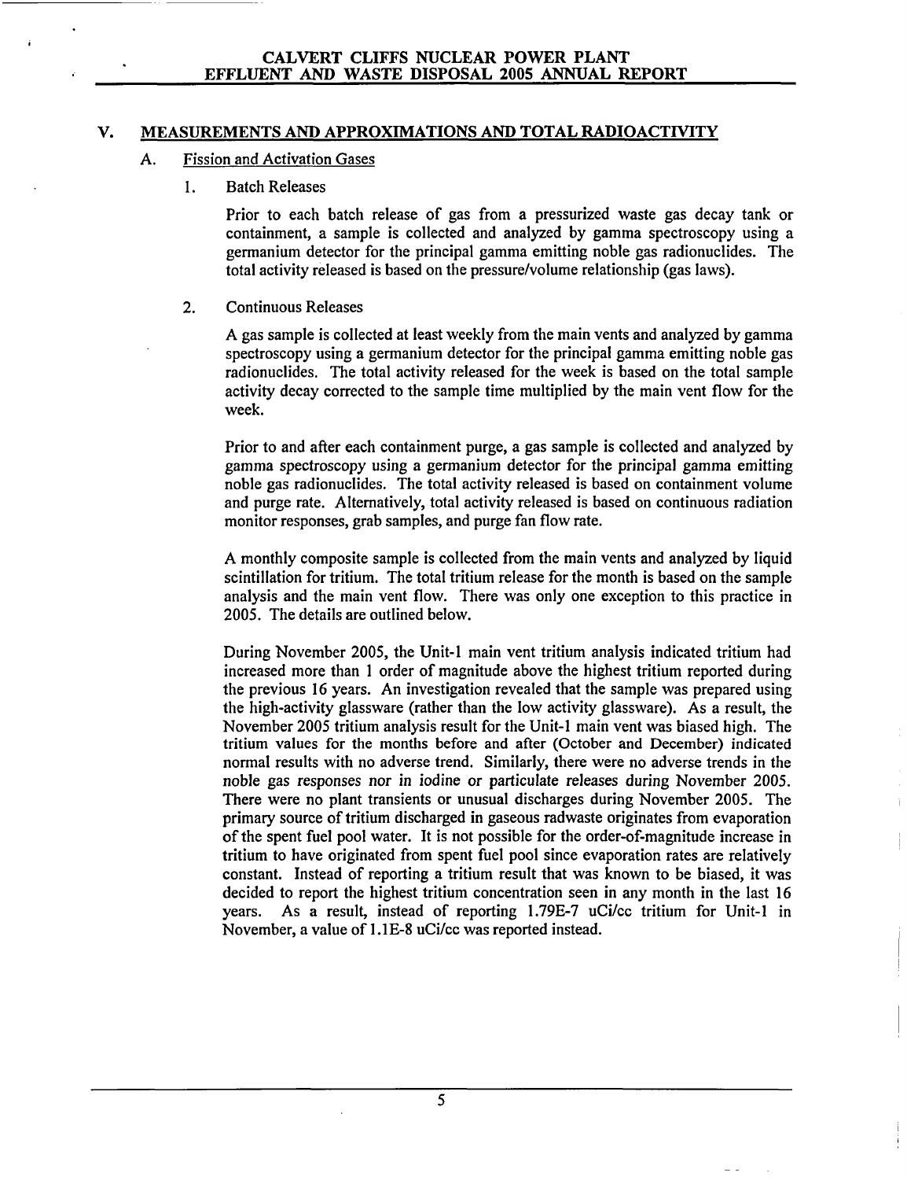## V. MEASUREMENTS AND APPROXIMATIONS AND TOTAL RADIOACTIVITY

### A. Fission and Activation Gases

#### 1. Batch Releases

Prior to each batch release of gas from a pressurized waste gas decay tank or containment, a sample is collected and analyzed by gamma spectroscopy using a germanium detector for the principal gamma emitting noble gas radionuclides. The total activity released is based on the pressure/volume relationship (gas laws).

#### 2. Continuous Releases

A gas sample is collected at least weekly from the main vents and analyzed by gamma spectroscopy using a germanium detector for the principal gamma emitting noble gas radionuclides. The total activity released for the week is based on the total sample activity decay corrected to the sample time multiplied by the main vent flow for the week.

Prior to and after each containment purge, a gas sample is collected and analyzed by gamma spectroscopy using a germanium detector for the principal gamma emitting noble gas radionuclides. The total activity released is based on containment volume and purge rate. Alternatively, total activity released is based on continuous radiation monitor responses, grab samples, and purge fan flow rate.

A monthly composite sample is collected from the main vents and analyzed by liquid scintillation for tritium. The total tritium release for the month is based on the sample analysis and the main vent flow. There was only one exception to this practice in 2005. The details are outlined below.

During November 2005, the Unit-1 main vent tritium analysis indicated tritium had increased more than 1 order of magnitude above the highest tritium reported during the previous 16 years. An investigation revealed that the sample was prepared using the high-activity glassware (rather than the low activity glassware). As a result, the November 2005 tritium analysis result for the Unit-1 main vent was biased high. The tritium values for the months before and after (October and December) indicated normal results with no adverse trend. Similarly, there were no adverse trends in the noble gas responses nor in iodine or particulate releases during November 2005. There were no plant transients or unusual discharges during November 2005. The primary source of tritium discharged in gaseous radwaste originates from evaporation of the spent fuel pool water. It is not possible for the order-of-magnitude increase in tritium to have originated from spent fuel pool since evaporation rates are relatively constant. Instead of reporting a tritium result that was known to be biased, it was decided to report the highest tritium concentration seen in any month in the last 16 years. As a result, instead of reporting 1.79E-7 uCi/cc tritium for Unit-1 in November, a value of 1.1E-8 uCi/cc was reported instead.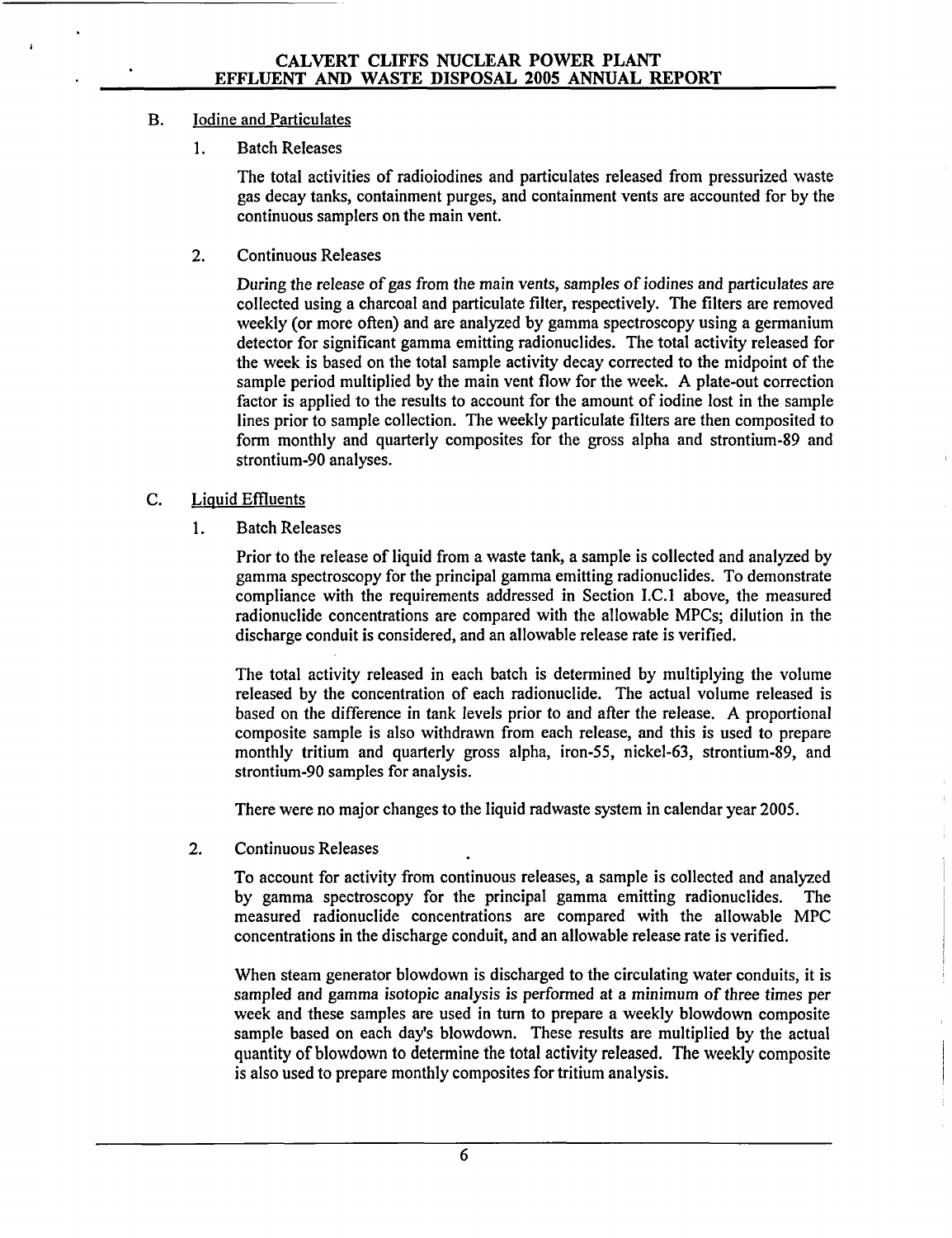## B. Iodine and Particulates

### 1. Batch Releases

The total activities of radioiodines and particulates released from pressurized waste gas decay tanks, containment purges, and containment vents are accounted for by the continuous samplers on the main vent.

### 2. Continuous Releases

During the release of gas from the main vents, samples of iodines and particulates are collected using a charcoal and particulate filter, respectively. The filters are removed weekly (or more often) and are analyzed by gamma spectroscopy using a germanium detector for significant gamma emitting radionuclides. The total activity released for the week is based on the total sample activity decay corrected to the midpoint of the sample period multiplied by the main vent flow for the week. A plate-out correction factor is applied to the results to account for the amount of iodine lost in the sample lines prior to sample collection. The weekly particulate filters are then composited to form monthly and quarterly composites for the gross alpha and strontium-89 and strontium-90 analyses.

## C. Liquid Effluents

### 1. Batch Releases

Prior to the release of liquid from a waste tank, a sample is collected and analyzed by gamma spectroscopy for the principal gamma emitting radionuclides. To demonstrate compliance with the requirements addressed in Section I.C.1 above, the measured radionuclide concentrations are compared with the allowable MPCs; dilution in the discharge conduit is considered, and an allowable release rate is verified.

The total activity released in each batch is determined by multiplying the volume released by the concentration of each radionuclide. The actual volume released is based on the difference in tank levels prior to and after the release. A proportional composite sample is also withdrawn from each release, and this is used to prepare monthly tritium and quarterly gross alpha, iron-55, nickel-63, strontium-89, and strontium-90 samples for analysis.

There were no major changes to the liquid radwaste system in calendar year 2005.

### 2. Continuous Releases

To account for activity from continuous releases, a sample is collected and analyzed by gamma spectroscopy for the principal gamma emitting radionuclides. The measured radionuclide concentrations are compared with the allowable MPC concentrations in the discharge conduit, and an allowable release rate is verified.

When steam generator blowdown is discharged to the circulating water conduits, it is sampled and gamma isotopic analysis is performed at a minimum of three times per week and these samples are used in turn to prepare a weekly blowdown composite sample based on each day's blowdown. These results are multiplied by the actual quantity of blowdown to determine the total activity released. The weekly composite is also used to prepare monthly composites for tritium analysis.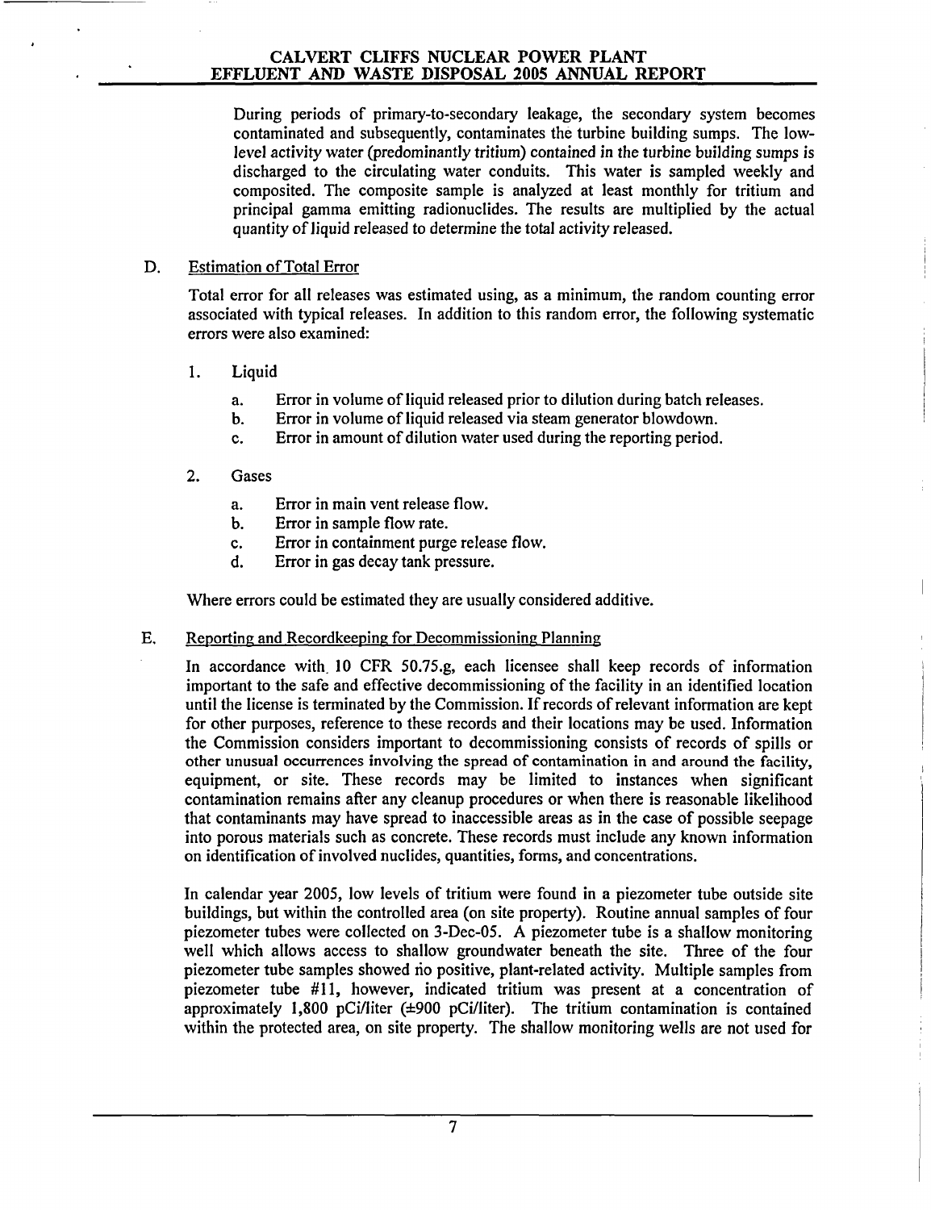During periods of primary-to-secondary leakage, the secondary system becomes contaminated and subsequently, contaminates the turbine building sumps. The low-level activity water (predominantly tritium) contained in the turbine building sumps is discharged to the circulating water conduits. This water is sampled weekly and composited. The composite sample is analyzed at least monthly for tritium and principal gamma emitting radionuclides. The results are multiplied by the actual quantity of liquid released to determine the total activity released.

## D. Estimation of Total Error

Total error for all releases was estimated using, as a minimum, the random counting error associated with typical releases. In addition to this random error, the following systematic errors were also examined:

1. Liquid
   - a. Error in volume of liquid released prior to dilution during batch releases.
   - b. Error in volume of liquid released via steam generator blowdown.
   - c. Error in amount of dilution water used during the reporting period.

2. Gases
   - a. Error in main vent release flow.
   - b. Error in sample flow rate.
   - c. Error in containment purge release flow.
   - d. Error in gas decay tank pressure.

Where errors could be estimated they are usually considered additive.

## E. Reporting and Recordkeeping for Decommissioning Planning

In accordance with 10 CFR 50.75.g, each licensee shall keep records of information important to the safe and effective decommissioning of the facility in an identified location until the license is terminated by the Commission. If records of relevant information are kept for other purposes, reference to these records and their locations may be used. Information the Commission considers important to decommissioning consists of records of spills or other unusual occurrences involving the spread of contamination in and around the facility, equipment, or site. These records may be limited to instances when significant contamination remains after any cleanup procedures or when there is reasonable likelihood that contaminants may have spread to inaccessible areas as in the case of possible seepage into porous materials such as concrete. These records must include any known information on identification of involved nuclides, quantities, forms, and concentrations.

In calendar year 2005, low levels of tritium were found in a piezometer tube outside site buildings, but within the controlled area (on site property). Routine annual samples of four piezometer tubes were collected on 3-Dec-05. A piezometer tube is a shallow monitoring well which allows access to shallow groundwater beneath the site. Three of the four piezometer tube samples showed no positive, plant-related activity. Multiple samples from piezometer tube #11, however, indicated tritium was present at a concentration of approximately 1,800 pCi/liter (±900 pCi/liter). The tritium contamination is contained within the protected area, on site property. The shallow monitoring wells are not used for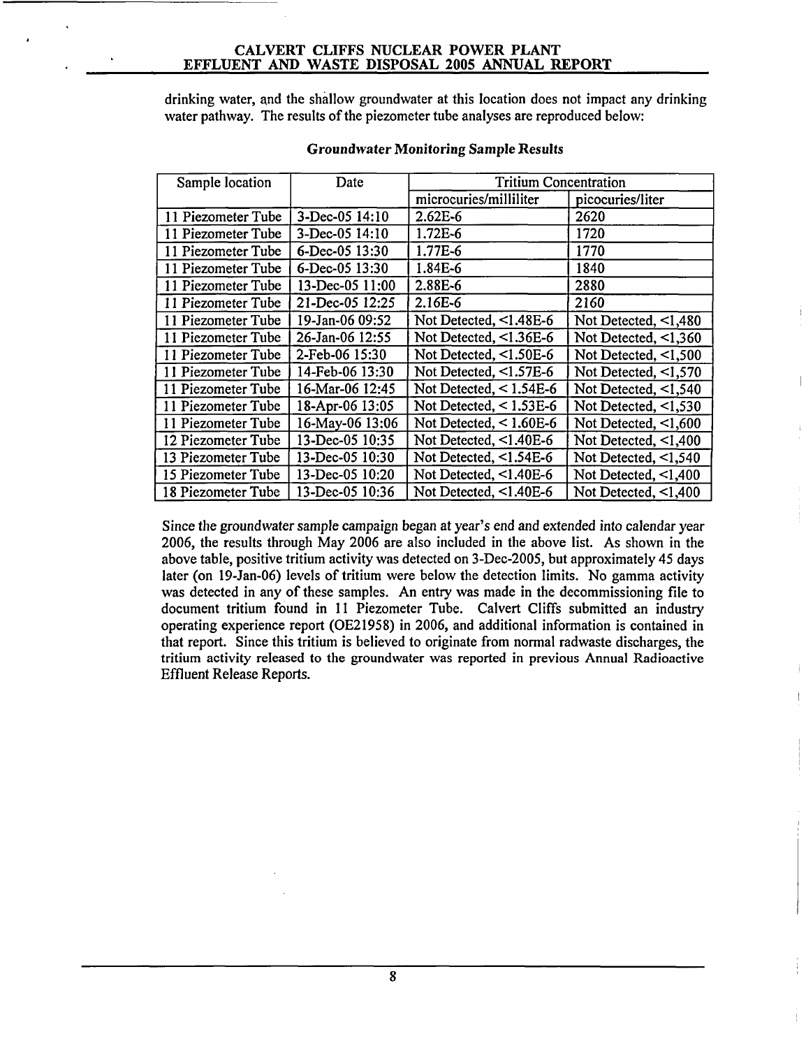drinking water, and the shallow groundwater at this location does not impact any drinking water pathway. The results of the piezometer tube analyses are reproduced below:

**Groundwater Monitoring Sample Results**

| Sample location | Date | Tritium Concentration | |
|---|---|---|---|
| | | microcuries/milliliter | picocuries/liter |
| 11 Piezometer Tube | 3-Dec-05 14:10 | 2.62E-6 | 2620 |
| 11 Piezometer Tube | 3-Dec-05 14:10 | 1.72E-6 | 1720 |
| 11 Piezometer Tube | 6-Dec-05 13:30 | 1.77E-6 | 1770 |
| 11 Piezometer Tube | 6-Dec-05 13:30 | 1.84E-6 | 1840 |
| 11 Piezometer Tube | 13-Dec-05 11:00 | 2.88E-6 | 2880 |
| 11 Piezometer Tube | 21-Dec-05 12:25 | 2.16E-6 | 2160 |
| 11 Piezometer Tube | 19-Jan-06 09:52 | Not Detected, <1.48E-6 | Not Detected, <1,480 |
| 11 Piezometer Tube | 26-Jan-06 12:55 | Not Detected, <1.36E-6 | Not Detected, <1,360 |
| 11 Piezometer Tube | 2-Feb-06 15:30 | Not Detected, <1.50E-6 | Not Detected, <1,500 |
| 11 Piezometer Tube | 14-Feb-06 13:30 | Not Detected, <1.57E-6 | Not Detected, <1,570 |
| 11 Piezometer Tube | 16-Mar-06 12:45 | Not Detected, < 1.54E-6 | Not Detected, <1,540 |
| 11 Piezometer Tube | 18-Apr-06 13:05 | Not Detected, < 1.53E-6 | Not Detected, <1,530 |
| 11 Piezometer Tube | 16-May-06 13:06 | Not Detected, < 1.60E-6 | Not Detected, <1,600 |
| 12 Piezometer Tube | 13-Dec-05 10:35 | Not Detected, <1.40E-6 | Not Detected, <1,400 |
| 13 Piezometer Tube | 13-Dec-05 10:30 | Not Detected, <1.54E-6 | Not Detected, <1,540 |
| 15 Piezometer Tube | 13-Dec-05 10:20 | Not Detected, <1.40E-6 | Not Detected, <1,400 |
| 18 Piezometer Tube | 13-Dec-05 10:36 | Not Detected, <1.40E-6 | Not Detected, <1,400 |

Since the groundwater sample campaign began at year's end and extended into calendar year 2006, the results through May 2006 are also included in the above list. As shown in the above table, positive tritium activity was detected on 3-Dec-2005, but approximately 45 days later (on 19-Jan-06) levels of tritium were below the detection limits. No gamma activity was detected in any of these samples. An entry was made in the decommissioning file to document tritium found in 11 Piezometer Tube. Calvert Cliffs submitted an industry operating experience report (OE21958) in 2006, and additional information is contained in that report. Since this tritium is believed to originate from normal radwaste discharges, the tritium activity released to the groundwater was reported in previous Annual Radioactive Effluent Release Reports.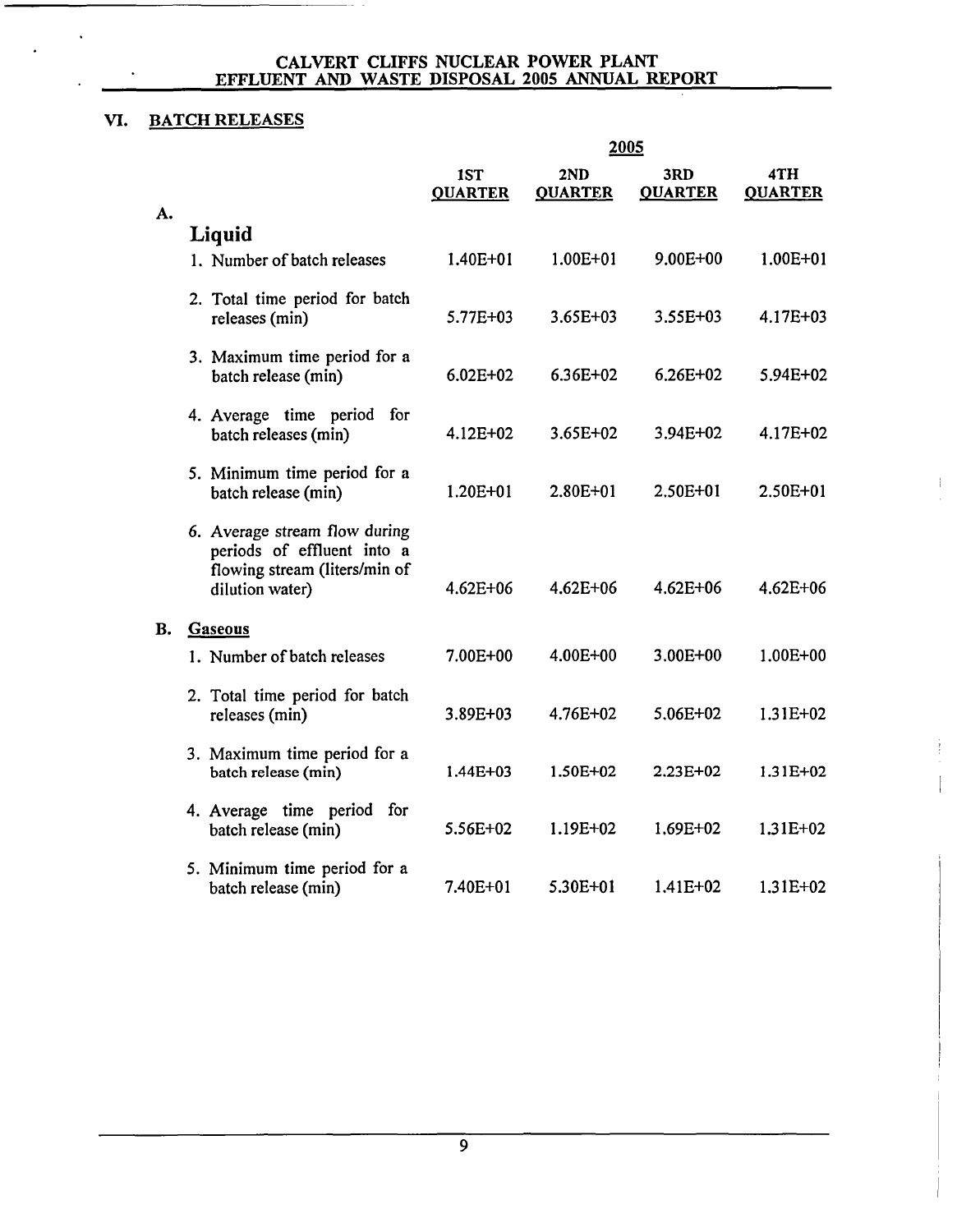## VI. BATCH RELEASES

| | 2005 | | | |
|---|---|---|---|---|
| | 1ST QUARTER | 2ND QUARTER | 3RD QUARTER | 4TH QUARTER |
| **A. Liquid** | | | | |
| 1. Number of batch releases | 1.40E+01 | 1.00E+01 | 9.00E+00 | 1.00E+01 |
| 2. Total time period for batch releases (min) | 5.77E+03 | 3.65E+03 | 3.55E+03 | 4.17E+03 |
| 3. Maximum time period for a batch release (min) | 6.02E+02 | 6.36E+02 | 6.26E+02 | 5.94E+02 |
| 4. Average time period for batch releases (min) | 4.12E+02 | 3.65E+02 | 3.94E+02 | 4.17E+02 |
| 5. Minimum time period for a batch release (min) | 1.20E+01 | 2.80E+01 | 2.50E+01 | 2.50E+01 |
| 6. Average stream flow during periods of effluent into a flowing stream (liters/min of dilution water) | 4.62E+06 | 4.62E+06 | 4.62E+06 | 4.62E+06 |
| **B. Gaseous** | | | | |
| 1. Number of batch releases | 7.00E+00 | 4.00E+00 | 3.00E+00 | 1.00E+00 |
| 2. Total time period for batch releases (min) | 3.89E+03 | 4.76E+02 | 5.06E+02 | 1.31E+02 |
| 3. Maximum time period for a batch release (min) | 1.44E+03 | 1.50E+02 | 2.23E+02 | 1.31E+02 |
| 4. Average time period for batch release (min) | 5.56E+02 | 1.19E+02 | 1.69E+02 | 1.31E+02 |
| 5. Minimum time period for a batch release (min) | 7.40E+01 | 5.30E+01 | 1.41E+02 | 1.31E+02 |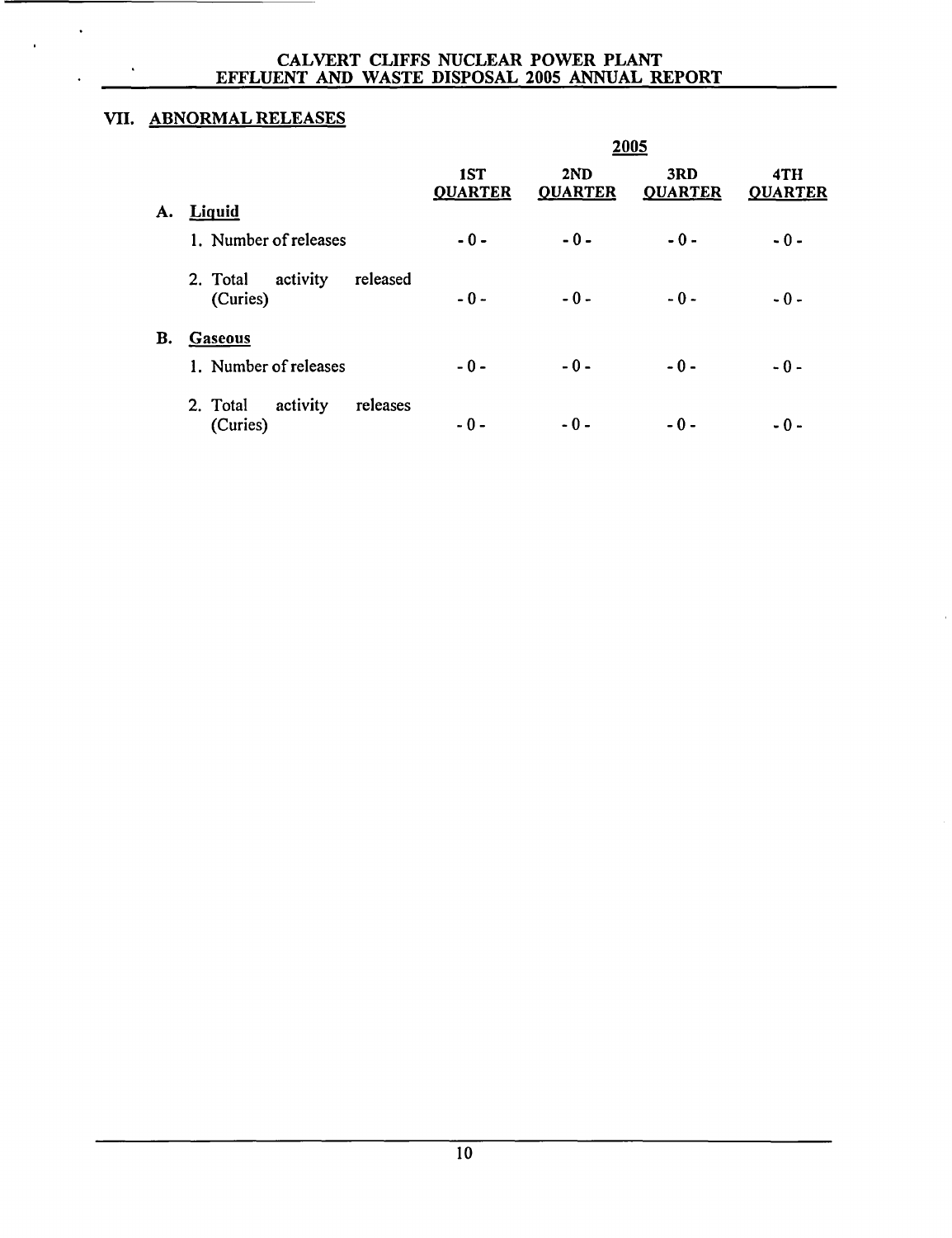## VII. ABNORMAL RELEASES

| | 2005 | | | |
|---|---|---|---|---|
| | 1ST QUARTER | 2ND QUARTER | 3RD QUARTER | 4TH QUARTER |
| **A. Liquid** | | | | |
| 1. Number of releases | - 0 - | - 0 - | - 0 - | - 0 - |
| 2. Total activity released (Curies) | - 0 - | - 0 - | - 0 - | - 0 - |
| **B. Gaseous** | | | | |
| 1. Number of releases | - 0 - | - 0 - | - 0 - | - 0 - |
| 2. Total activity releases (Curies) | - 0 - | - 0 - | - 0 - | - 0 - |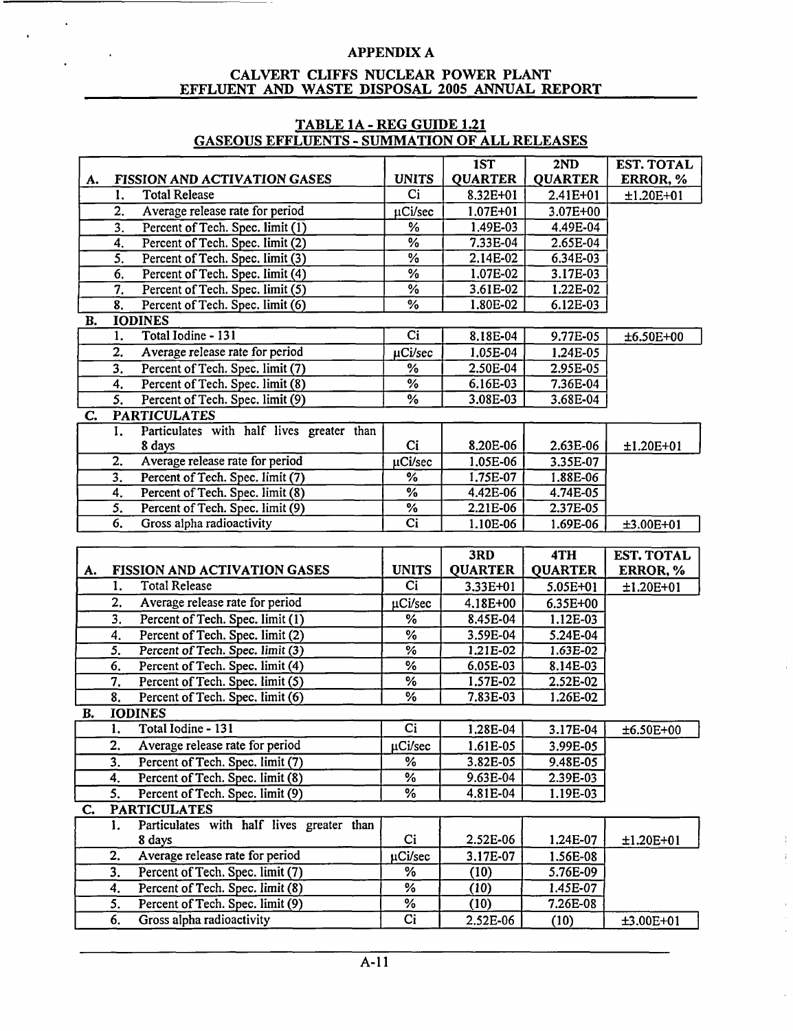## APPENDIX A

## CALVERT CLIFFS NUCLEAR POWER PLANT EFFLUENT AND WASTE DISPOSAL 2005 ANNUAL REPORT

### TABLE 1A - REG GUIDE 1.21 GASEOUS EFFLUENTS - SUMMATION OF ALL RELEASES

| A. FISSION AND ACTIVATION GASES | UNITS | 1ST QUARTER | 2ND QUARTER | EST. TOTAL ERROR, % |
|---|---|---|---|---|
| 1. Total Release | Ci | 8.32E+01 | 2.41E+01 | ±1.20E+01 |
| 2. Average release rate for period | μCi/sec | 1.07E+01 | 3.07E+00 | |
| 3. Percent of Tech. Spec. limit (1) | % | 1.49E-03 | 4.49E-04 | |
| 4. Percent of Tech. Spec. limit (2) | % | 7.33E-04 | 2.65E-04 | |
| 5. Percent of Tech. Spec. limit (3) | % | 2.14E-02 | 6.34E-03 | |
| 6. Percent of Tech. Spec. limit (4) | % | 1.07E-02 | 3.17E-03 | |
| 7. Percent of Tech. Spec. limit (5) | % | 3.61E-02 | 1.22E-02 | |
| 8. Percent of Tech. Spec. limit (6) | % | 1.80E-02 | 6.12E-03 | |
| **B. IODINES** | | | | |
| 1. Total Iodine - 131 | Ci | 8.18E-04 | 9.77E-05 | ±6.50E+00 |
| 2. Average release rate for period | μCi/sec | 1.05E-04 | 1.24E-05 | |
| 3. Percent of Tech. Spec. limit (7) | % | 2.50E-04 | 2.95E-05 | |
| 4. Percent of Tech. Spec. limit (8) | % | 6.16E-03 | 7.36E-04 | |
| 5. Percent of Tech. Spec. limit (9) | % | 3.08E-03 | 3.68E-04 | |
| **C. PARTICULATES** | | | | |
| 1. Particulates with half lives greater than 8 days | Ci | 8.20E-06 | 2.63E-06 | ±1.20E+01 |
| 2. Average release rate for period | μCi/sec | 1.05E-06 | 3.35E-07 | |
| 3. Percent of Tech. Spec. limit (7) | % | 1.75E-07 | 1.88E-06 | |
| 4. Percent of Tech. Spec. limit (8) | % | 4.42E-06 | 4.74E-05 | |
| 5. Percent of Tech. Spec. limit (9) | % | 2.21E-06 | 2.37E-05 | |
| 6. Gross alpha radioactivity | Ci | 1.10E-06 | 1.69E-06 | ±3.00E+01 |

| A. FISSION AND ACTIVATION GASES | UNITS | 3RD QUARTER | 4TH QUARTER | EST. TOTAL ERROR, % |
|---|---|---|---|---|
| 1. Total Release | Ci | 3.33E+01 | 5.05E+01 | ±1.20E+01 |
| 2. Average release rate for period | μCi/sec | 4.18E+00 | 6.35E+00 | |
| 3. Percent of Tech. Spec. limit (1) | % | 8.45E-04 | 1.12E-03 | |
| 4. Percent of Tech. Spec. limit (2) | % | 3.59E-04 | 5.24E-04 | |
| 5. Percent of Tech. Spec. limit (3) | % | 1.21E-02 | 1.63E-02 | |
| 6. Percent of Tech. Spec. limit (4) | % | 6.05E-03 | 8.14E-03 | |
| 7. Percent of Tech. Spec. limit (5) | % | 1.57E-02 | 2.52E-02 | |
| 8. Percent of Tech. Spec. limit (6) | % | 7.83E-03 | 1.26E-02 | |
| **B. IODINES** | | | | |
| 1. Total Iodine - 131 | Ci | 1.28E-04 | 3.17E-04 | ±6.50E+00 |
| 2. Average release rate for period | μCi/sec | 1.61E-05 | 3.99E-05 | |
| 3. Percent of Tech. Spec. limit (7) | % | 3.82E-05 | 9.48E-05 | |
| 4. Percent of Tech. Spec. limit (8) | % | 9.63E-04 | 2.39E-03 | |
| 5. Percent of Tech. Spec. limit (9) | % | 4.81E-04 | 1.19E-03 | |
| **C. PARTICULATES** | | | | |
| 1. Particulates with half lives greater than 8 days | Ci | 2.52E-06 | 1.24E-07 | ±1.20E+01 |
| 2. Average release rate for period | μCi/sec | 3.17E-07 | 1.56E-08 | |
| 3. Percent of Tech. Spec. limit (7) | % | (10) | 5.76E-09 | |
| 4. Percent of Tech. Spec. limit (8) | % | (10) | 1.45E-07 | |
| 5. Percent of Tech. Spec. limit (9) | % | (10) | 7.26E-08 | |
| 6. Gross alpha radioactivity | Ci | 2.52E-06 | (10) | ±3.00E+01 |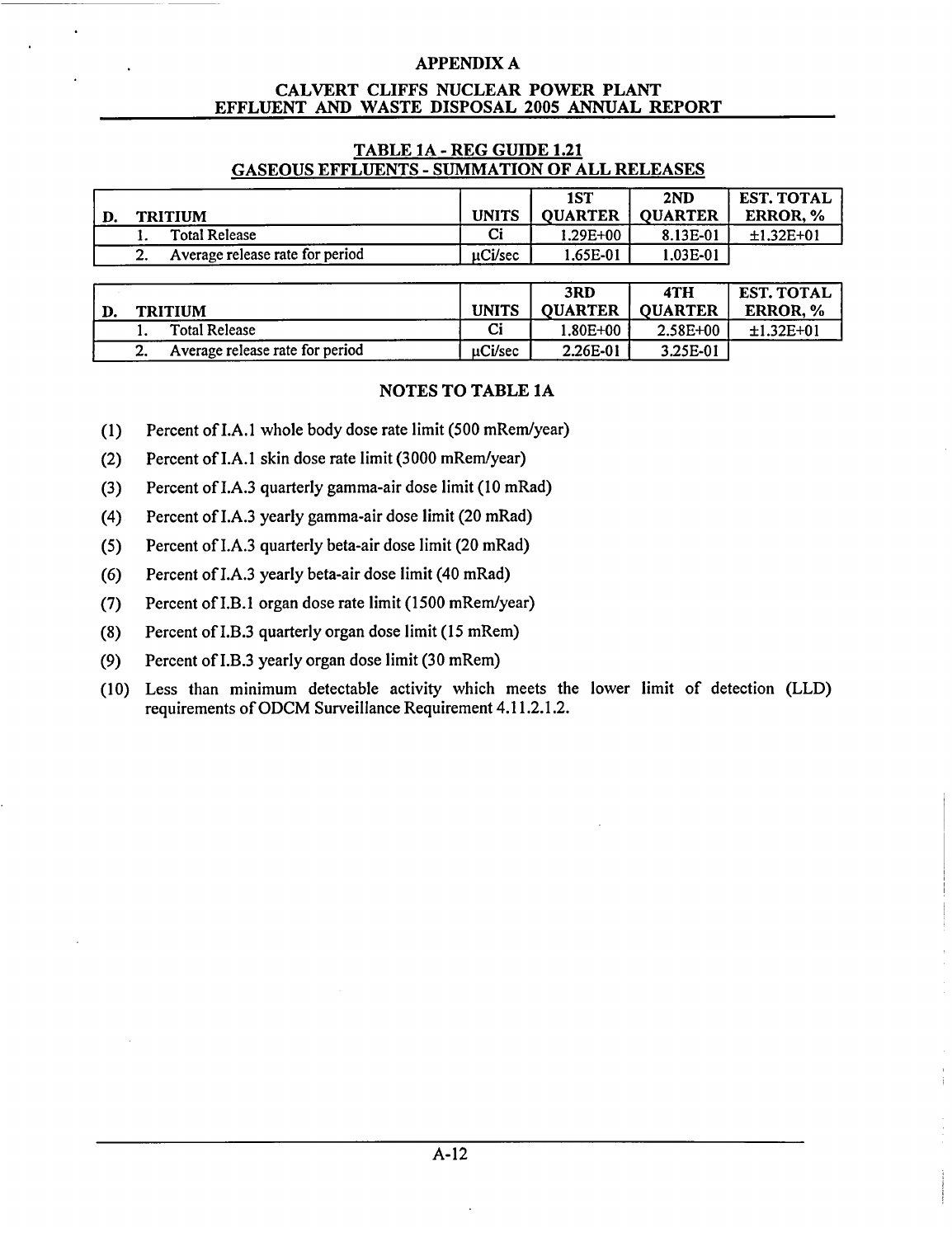## APPENDIX A

## CALVERT CLIFFS NUCLEAR POWER PLANT EFFLUENT AND WASTE DISPOSAL 2005 ANNUAL REPORT

### TABLE 1A - REG GUIDE 1.21 GASEOUS EFFLUENTS - SUMMATION OF ALL RELEASES

| D. TRITIUM | UNITS | 1ST QUARTER | 2ND QUARTER | EST. TOTAL ERROR, % |
|---|---|---|---|---|
| 1. Total Release | Ci | 1.29E+00 | 8.13E-01 | ±1.32E+01 |
| 2. Average release rate for period | μCi/sec | 1.65E-01 | 1.03E-01 | |

| D. TRITIUM | UNITS | 3RD QUARTER | 4TH QUARTER | EST. TOTAL ERROR, % |
|---|---|---|---|---|
| 1. Total Release | Ci | 1.80E+00 | 2.58E+00 | ±1.32E+01 |
| 2. Average release rate for period | μCi/sec | 2.26E-01 | 3.25E-01 | |

### NOTES TO TABLE 1A

(1) Percent of I.A.1 whole body dose rate limit (500 mRem/year)

(2) Percent of I.A.1 skin dose rate limit (3000 mRem/year)

(3) Percent of I.A.3 quarterly gamma-air dose limit (10 mRad)

(4) Percent of I.A.3 yearly gamma-air dose limit (20 mRad)

(5) Percent of I.A.3 quarterly beta-air dose limit (20 mRad)

(6) Percent of I.A.3 yearly beta-air dose limit (40 mRad)

(7) Percent of I.B.1 organ dose rate limit (1500 mRem/year)

(8) Percent of I.B.3 quarterly organ dose limit (15 mRem)

(9) Percent of I.B.3 yearly organ dose limit (30 mRem)

(10) Less than minimum detectable activity which meets the lower limit of detection (LLD) requirements of ODCM Surveillance Requirement 4.11.2.1.2.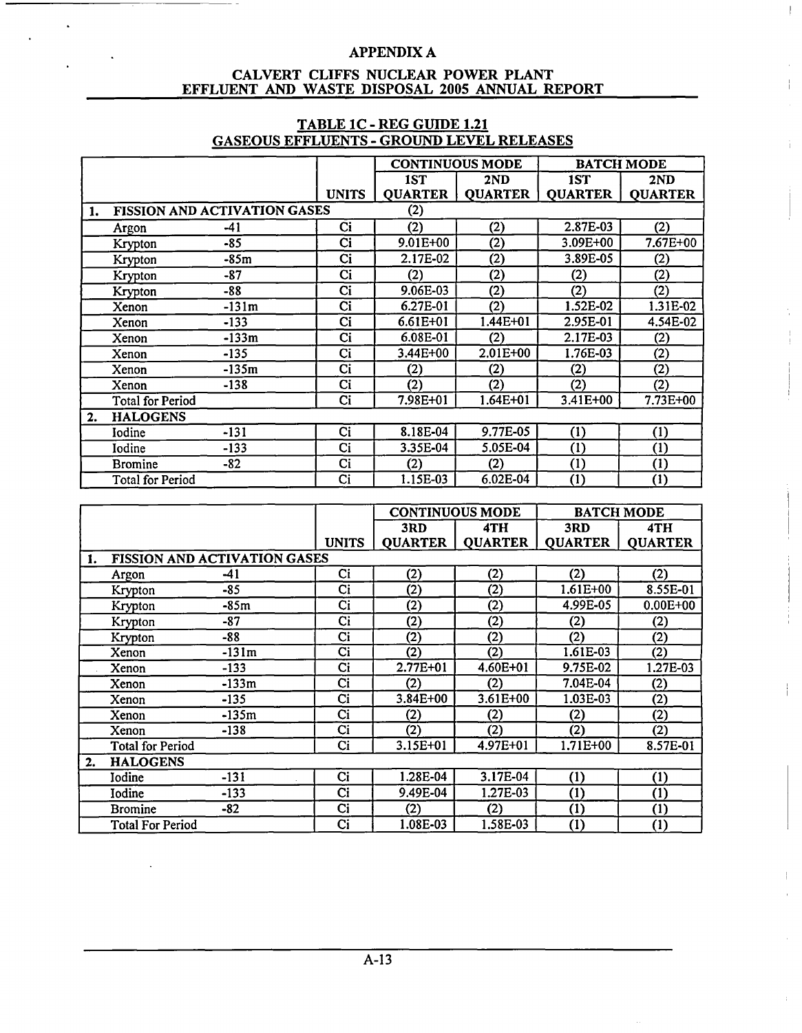APPENDIX A

CALVERT CLIFFS NUCLEAR POWER PLANT
EFFLUENT AND WASTE DISPOSAL 2005 ANNUAL REPORT

## TABLE 1C - REG GUIDE 1.21
## GASEOUS EFFLUENTS - GROUND LEVEL RELEASES

| | | | CONTINUOUS MODE | | BATCH MODE | |
|---|---|---|---|---|---|---|
| | | UNITS | 1ST QUARTER | 2ND QUARTER | 1ST QUARTER | 2ND QUARTER |
| 1. FISSION AND ACTIVATION GASES | | | (2) | | | |
| Argon | -41 | Ci | (2) | (2) | 2.87E-03 | (2) |
| Krypton | -85 | Ci | 9.01E+00 | (2) | 3.09E+00 | 7.67E+00 |
| Krypton | -85m | Ci | 2.17E-02 | (2) | 3.89E-05 | (2) |
| Krypton | -87 | Ci | (2) | (2) | (2) | (2) |
| Krypton | -88 | Ci | 9.06E-03 | (2) | (2) | (2) |
| Xenon | -131m | Ci | 6.27E-01 | (2) | 1.52E-02 | 1.31E-02 |
| Xenon | -133 | Ci | 6.61E+01 | 1.44E+01 | 2.95E-01 | 4.54E-02 |
| Xenon | -133m | Ci | 6.08E-01 | (2) | 2.17E-03 | (2) |
| Xenon | -135 | Ci | 3.44E+00 | 2.01E+00 | 1.76E-03 | (2) |
| Xenon | -135m | Ci | (2) | (2) | (2) | (2) |
| Xenon | -138 | Ci | (2) | (2) | (2) | (2) |
| Total for Period | | Ci | 7.98E+01 | 1.64E+01 | 3.41E+00 | 7.73E+00 |
| 2. HALOGENS | | | | | | |
| Iodine | -131 | Ci | 8.18E-04 | 9.77E-05 | (1) | (1) |
| Iodine | -133 | Ci | 3.35E-04 | 5.05E-04 | (1) | (1) |
| Bromine | -82 | Ci | (2) | (2) | (1) | (1) |
| Total for Period | | Ci | 1.15E-03 | 6.02E-04 | (1) | (1) |

| | | | CONTINUOUS MODE | | BATCH MODE | |
|---|---|---|---|---|---|---|
| | | UNITS | 3RD QUARTER | 4TH QUARTER | 3RD QUARTER | 4TH QUARTER |
| 1. FISSION AND ACTIVATION GASES | | | | | | |
| Argon | -41 | Ci | (2) | (2) | (2) | (2) |
| Krypton | -85 | Ci | (2) | (2) | 1.61E+00 | 8.55E-01 |
| Krypton | -85m | Ci | (2) | (2) | 4.99E-05 | 0.00E+00 |
| Krypton | -87 | Ci | (2) | (2) | (2) | (2) |
| Krypton | -88 | Ci | (2) | (2) | (2) | (2) |
| Xenon | -131m | Ci | (2) | (2) | 1.61E-03 | (2) |
| Xenon | -133 | Ci | 2.77E+01 | 4.60E+01 | 9.75E-02 | 1.27E-03 |
| Xenon | -133m | Ci | (2) | (2) | 7.04E-04 | (2) |
| Xenon | -135 | Ci | 3.84E+00 | 3.61E+00 | 1.03E-03 | (2) |
| Xenon | -135m | Ci | (2) | (2) | (2) | (2) |
| Xenon | -138 | Ci | (2) | (2) | (2) | (2) |
| Total for Period | | Ci | 3.15E+01 | 4.97E+01 | 1.71E+00 | 8.57E-01 |
| 2. HALOGENS | | | | | | |
| Iodine | -131 | Ci | 1.28E-04 | 3.17E-04 | (1) | (1) |
| Iodine | -133 | Ci | 9.49E-04 | 1.27E-03 | (1) | (1) |
| Bromine | -82 | Ci | (2) | (2) | (1) | (1) |
| Total For Period | | Ci | 1.08E-03 | 1.58E-03 | (1) | (1) |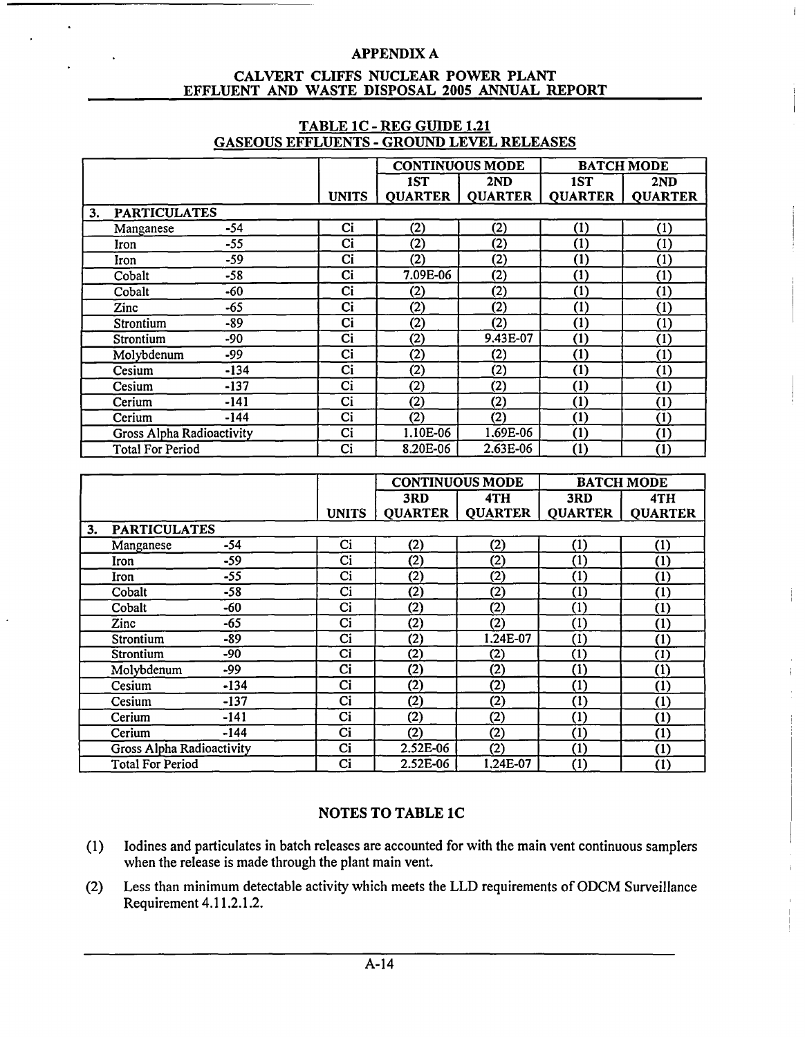## APPENDIX A

## CALVERT CLIFFS NUCLEAR POWER PLANT EFFLUENT AND WASTE DISPOSAL 2005 ANNUAL REPORT

### TABLE 1C - REG GUIDE 1.21 GASEOUS EFFLUENTS - GROUND LEVEL RELEASES

| | | | CONTINUOUS MODE | | BATCH MODE | |
|---|---|---|---|---|---|---|
| | | UNITS | 1ST QUARTER | 2ND QUARTER | 1ST QUARTER | 2ND QUARTER |
| **3. PARTICULATES** | | | | | | |
| Manganese | -54 | Ci | (2) | (2) | (1) | (1) |
| Iron | -55 | Ci | (2) | (2) | (1) | (1) |
| Iron | -59 | Ci | (2) | (2) | (1) | (1) |
| Cobalt | -58 | Ci | 7.09E-06 | (2) | (1) | (1) |
| Cobalt | -60 | Ci | (2) | (2) | (1) | (1) |
| Zinc | -65 | Ci | (2) | (2) | (1) | (1) |
| Strontium | -89 | Ci | (2) | (2) | (1) | (1) |
| Strontium | -90 | Ci | (2) | 9.43E-07 | (1) | (1) |
| Molybdenum | -99 | Ci | (2) | (2) | (1) | (1) |
| Cesium | -134 | Ci | (2) | (2) | (1) | (1) |
| Cesium | -137 | Ci | (2) | (2) | (1) | (1) |
| Cerium | -141 | Ci | (2) | (2) | (1) | (1) |
| Cerium | -144 | Ci | (2) | (2) | (1) | (1) |
| Gross Alpha Radioactivity | | Ci | 1.10E-06 | 1.69E-06 | (1) | (1) |
| Total For Period | | Ci | 8.20E-06 | 2.63E-06 | (1) | (1) |

| | | | CONTINUOUS MODE | | BATCH MODE | |
|---|---|---|---|---|---|---|
| | | UNITS | 3RD QUARTER | 4TH QUARTER | 3RD QUARTER | 4TH QUARTER |
| **3. PARTICULATES** | | | | | | |
| Manganese | -54 | Ci | (2) | (2) | (1) | (1) |
| Iron | -59 | Ci | (2) | (2) | (1) | (1) |
| Iron | -55 | Ci | (2) | (2) | (1) | (1) |
| Cobalt | -58 | Ci | (2) | (2) | (1) | (1) |
| Cobalt | -60 | Ci | (2) | (2) | (1) | (1) |
| Zinc | -65 | Ci | (2) | (2) | (1) | (1) |
| Strontium | -89 | Ci | (2) | 1.24E-07 | (1) | (1) |
| Strontium | -90 | Ci | (2) | (2) | (1) | (1) |
| Molybdenum | -99 | Ci | (2) | (2) | (1) | (1) |
| Cesium | -134 | Ci | (2) | (2) | (1) | (1) |
| Cesium | -137 | Ci | (2) | (2) | (1) | (1) |
| Cerium | -141 | Ci | (2) | (2) | (1) | (1) |
| Cerium | -144 | Ci | (2) | (2) | (1) | (1) |
| Gross Alpha Radioactivity | | Ci | 2.52E-06 | (2) | (1) | (1) |
| Total For Period | | Ci | 2.52E-06 | 1.24E-07 | (1) | (1) |

### NOTES TO TABLE 1C

(1) Iodines and particulates in batch releases are accounted for with the main vent continuous samplers when the release is made through the plant main vent.

(2) Less than minimum detectable activity which meets the LLD requirements of ODCM Surveillance Requirement 4.11.2.1.2.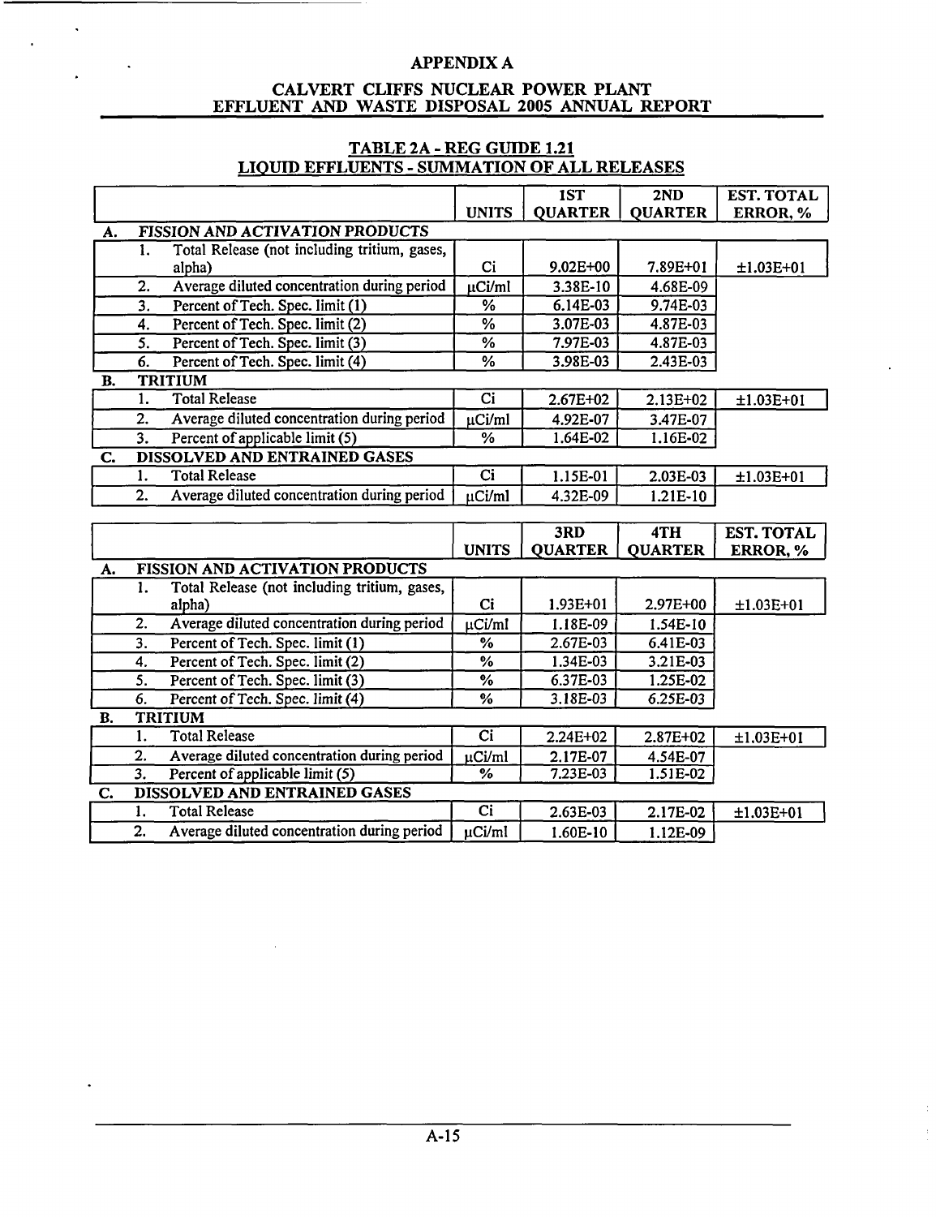## APPENDIX A

## CALVERT CLIFFS NUCLEAR POWER PLANT EFFLUENT AND WASTE DISPOSAL 2005 ANNUAL REPORT

### TABLE 2A - REG GUIDE 1.21 LIQUID EFFLUENTS - SUMMATION OF ALL RELEASES

| | UNITS | 1ST QUARTER | 2ND QUARTER | EST. TOTAL ERROR, % |
|---|---|---|---|---|
| **A. FISSION AND ACTIVATION PRODUCTS** | | | | |
| 1. Total Release (not including tritium, gases, alpha) | Ci | 9.02E+00 | 7.89E+01 | ±1.03E+01 |
| 2. Average diluted concentration during period | μCi/ml | 3.38E-10 | 4.68E-09 | |
| 3. Percent of Tech. Spec. limit (1) | % | 6.14E-03 | 9.74E-03 | |
| 4. Percent of Tech. Spec. limit (2) | % | 3.07E-03 | 4.87E-03 | |
| 5. Percent of Tech. Spec. limit (3) | % | 7.97E-03 | 4.87E-03 | |
| 6. Percent of Tech. Spec. limit (4) | % | 3.98E-03 | 2.43E-03 | |
| **B. TRITIUM** | | | | |
| 1. Total Release | Ci | 2.67E+02 | 2.13E+02 | ±1.03E+01 |
| 2. Average diluted concentration during period | μCi/ml | 4.92E-07 | 3.47E-07 | |
| 3. Percent of applicable limit (5) | % | 1.64E-02 | 1.16E-02 | |
| **C. DISSOLVED AND ENTRAINED GASES** | | | | |
| 1. Total Release | Ci | 1.15E-01 | 2.03E-03 | ±1.03E+01 |
| 2. Average diluted concentration during period | μCi/ml | 4.32E-09 | 1.21E-10 | |

| | UNITS | 3RD QUARTER | 4TH QUARTER | EST. TOTAL ERROR, % |
|---|---|---|---|---|
| **A. FISSION AND ACTIVATION PRODUCTS** | | | | |
| 1. Total Release (not including tritium, gases, alpha) | Ci | 1.93E+01 | 2.97E+00 | ±1.03E+01 |
| 2. Average diluted concentration during period | μCi/ml | 1.18E-09 | 1.54E-10 | |
| 3. Percent of Tech. Spec. limit (1) | % | 2.67E-03 | 6.41E-03 | |
| 4. Percent of Tech. Spec. limit (2) | % | 1.34E-03 | 3.21E-03 | |
| 5. Percent of Tech. Spec. limit (3) | % | 6.37E-03 | 1.25E-02 | |
| 6. Percent of Tech. Spec. limit (4) | % | 3.18E-03 | 6.25E-03 | |
| **B. TRITIUM** | | | | |
| 1. Total Release | Ci | 2.24E+02 | 2.87E+02 | ±1.03E+01 |
| 2. Average diluted concentration during period | μCi/ml | 2.17E-07 | 4.54E-07 | |
| 3. Percent of applicable limit (5) | % | 7.23E-03 | 1.51E-02 | |
| **C. DISSOLVED AND ENTRAINED GASES** | | | | |
| 1. Total Release | Ci | 2.63E-03 | 2.17E-02 | ±1.03E+01 |
| 2. Average diluted concentration during period | μCi/ml | 1.60E-10 | 1.12E-09 | |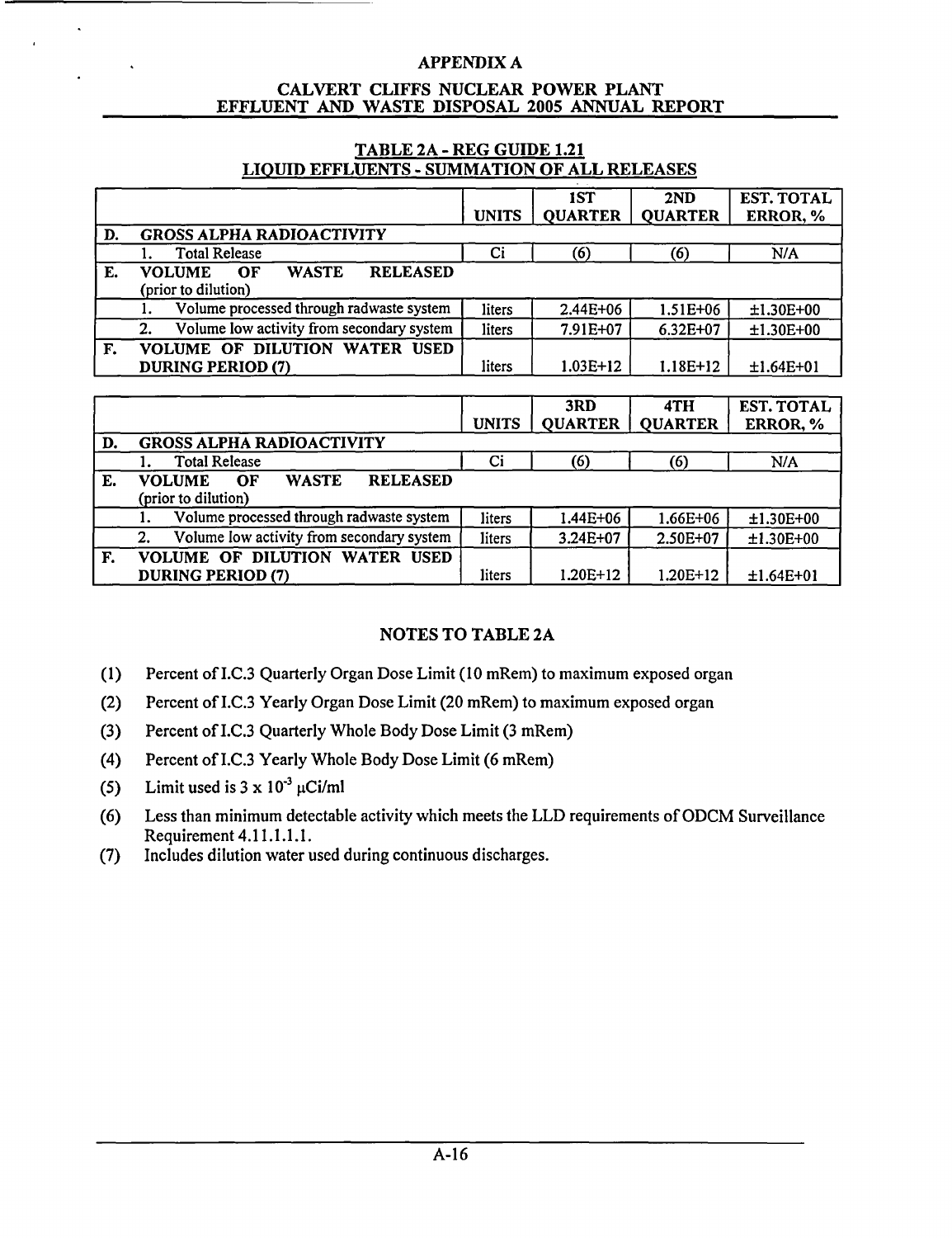APPENDIX A

CALVERT CLIFFS NUCLEAR POWER PLANT
EFFLUENT AND WASTE DISPOSAL 2005 ANNUAL REPORT

## TABLE 2A - REG GUIDE 1.21
## LIQUID EFFLUENTS - SUMMATION OF ALL RELEASES

| | | UNITS | 1ST QUARTER | 2ND QUARTER | EST. TOTAL ERROR, % |
|---|---|---|---|---|---|
| D. | GROSS ALPHA RADIOACTIVITY | | | | |
| | 1. Total Release | Ci | (6) | (6) | N/A |
| E. | VOLUME OF WASTE RELEASED (prior to dilution) | | | | |
| | 1. Volume processed through radwaste system | liters | 2.44E+06 | 1.51E+06 | ±1.30E+00 |
| | 2. Volume low activity from secondary system | liters | 7.91E+07 | 6.32E+07 | ±1.30E+00 |
| F. | VOLUME OF DILUTION WATER USED DURING PERIOD (7) | liters | 1.03E+12 | 1.18E+12 | ±1.64E+01 |

| | | UNITS | 3RD QUARTER | 4TH QUARTER | EST. TOTAL ERROR, % |
|---|---|---|---|---|---|
| D. | GROSS ALPHA RADIOACTIVITY | | | | |
| | 1. Total Release | Ci | (6) | (6) | N/A |
| E. | VOLUME OF WASTE RELEASED (prior to dilution) | | | | |
| | 1. Volume processed through radwaste system | liters | 1.44E+06 | 1.66E+06 | ±1.30E+00 |
| | 2. Volume low activity from secondary system | liters | 3.24E+07 | 2.50E+07 | ±1.30E+00 |
| F. | VOLUME OF DILUTION WATER USED DURING PERIOD (7) | liters | 1.20E+12 | 1.20E+12 | ±1.64E+01 |

## NOTES TO TABLE 2A

(1) Percent of I.C.3 Quarterly Organ Dose Limit (10 mRem) to maximum exposed organ

(2) Percent of I.C.3 Yearly Organ Dose Limit (20 mRem) to maximum exposed organ

(3) Percent of I.C.3 Quarterly Whole Body Dose Limit (3 mRem)

(4) Percent of I.C.3 Yearly Whole Body Dose Limit (6 mRem)

(5) Limit used is $3 \times 10^{-3}$ μCi/ml

(6) Less than minimum detectable activity which meets the LLD requirements of ODCM Surveillance Requirement 4.11.1.1.1.

(7) Includes dilution water used during continuous discharges.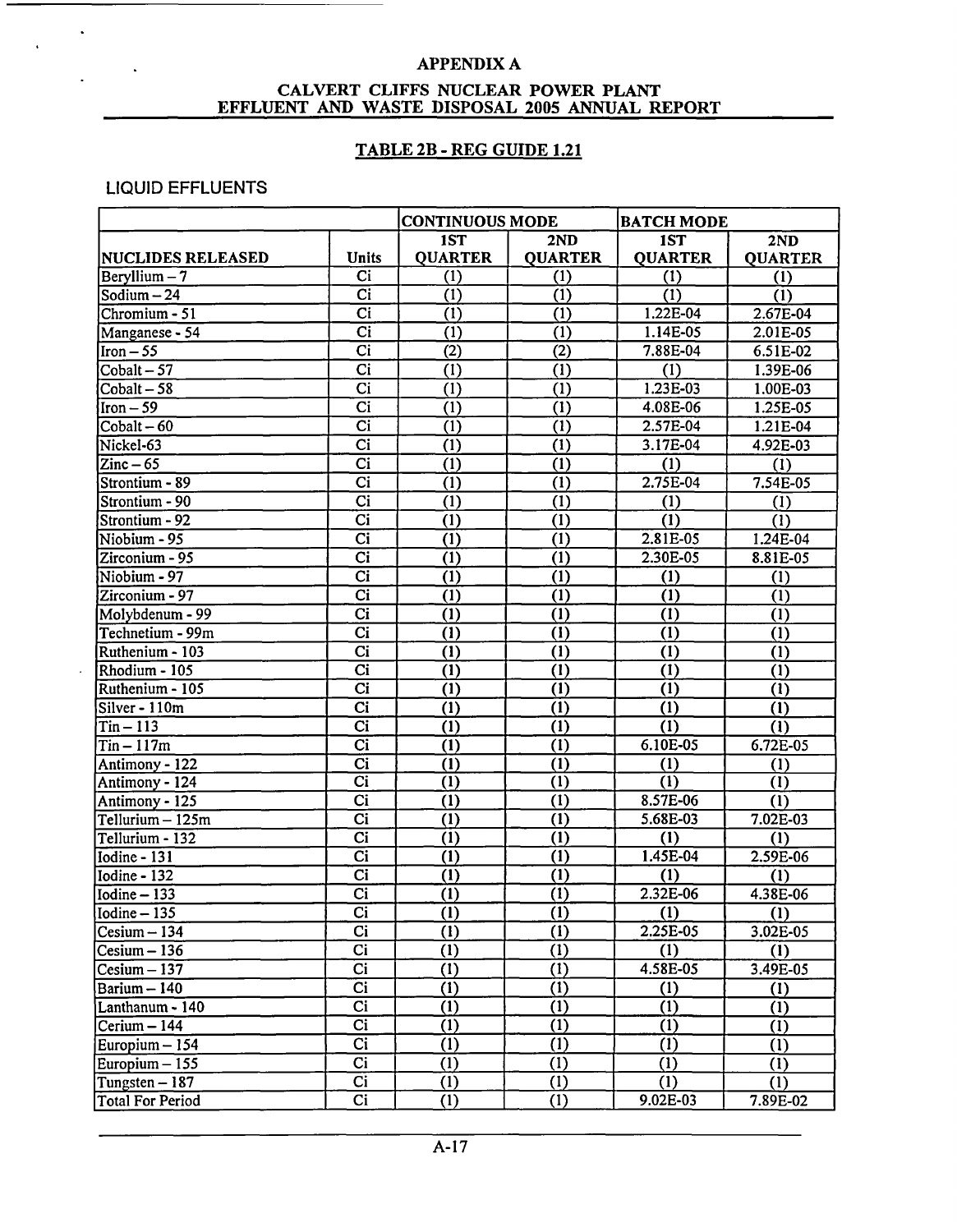## APPENDIX A

## CALVERT CLIFFS NUCLEAR POWER PLANT EFFLUENT AND WASTE DISPOSAL 2005 ANNUAL REPORT

### TABLE 2B - REG GUIDE 1.21

LIQUID EFFLUENTS

| | | CONTINUOUS MODE | | BATCH MODE | |
|---|---|---|---|---|---|
| NUCLIDES RELEASED | Units | 1ST QUARTER | 2ND QUARTER | 1ST QUARTER | 2ND QUARTER |
| Beryllium – 7 | Ci | (1) | (1) | (1) | (1) |
| Sodium – 24 | Ci | (1) | (1) | (1) | (1) |
| Chromium - 51 | Ci | (1) | (1) | 1.22E-04 | 2.67E-04 |
| Manganese - 54 | Ci | (1) | (1) | 1.14E-05 | 2.01E-05 |
| Iron – 55 | Ci | (2) | (2) | 7.88E-04 | 6.51E-02 |
| Cobalt – 57 | Ci | (1) | (1) | (1) | 1.39E-06 |
| Cobalt – 58 | Ci | (1) | (1) | 1.23E-03 | 1.00E-03 |
| Iron – 59 | Ci | (1) | (1) | 4.08E-06 | 1.25E-05 |
| Cobalt – 60 | Ci | (1) | (1) | 2.57E-04 | 1.21E-04 |
| Nickel-63 | Ci | (1) | (1) | 3.17E-04 | 4.92E-03 |
| Zinc – 65 | Ci | (1) | (1) | (1) | (1) |
| Strontium - 89 | Ci | (1) | (1) | 2.75E-04 | 7.54E-05 |
| Strontium - 90 | Ci | (1) | (1) | (1) | (1) |
| Strontium - 92 | Ci | (1) | (1) | (1) | (1) |
| Niobium - 95 | Ci | (1) | (1) | 2.81E-05 | 1.24E-04 |
| Zirconium - 95 | Ci | (1) | (1) | 2.30E-05 | 8.81E-05 |
| Niobium - 97 | Ci | (1) | (1) | (1) | (1) |
| Zirconium - 97 | Ci | (1) | (1) | (1) | (1) |
| Molybdenum - 99 | Ci | (1) | (1) | (1) | (1) |
| Technetium - 99m | Ci | (1) | (1) | (1) | (1) |
| Ruthenium - 103 | Ci | (1) | (1) | (1) | (1) |
| Rhodium - 105 | Ci | (1) | (1) | (1) | (1) |
| Ruthenium - 105 | Ci | (1) | (1) | (1) | (1) |
| Silver - 110m | Ci | (1) | (1) | (1) | (1) |
| Tin – 113 | Ci | (1) | (1) | (1) | (1) |
| Tin – 117m | Ci | (1) | (1) | 6.10E-05 | 6.72E-05 |
| Antimony - 122 | Ci | (1) | (1) | (1) | (1) |
| Antimony - 124 | Ci | (1) | (1) | (1) | (1) |
| Antimony - 125 | Ci | (1) | (1) | 8.57E-06 | (1) |
| Tellurium – 125m | Ci | (1) | (1) | 5.68E-03 | 7.02E-03 |
| Tellurium - 132 | Ci | (1) | (1) | (1) | (1) |
| Iodine - 131 | Ci | (1) | (1) | 1.45E-04 | 2.59E-06 |
| Iodine - 132 | Ci | (1) | (1) | (1) | (1) |
| Iodine – 133 | Ci | (1) | (1) | 2.32E-06 | 4.38E-06 |
| Iodine – 135 | Ci | (1) | (1) | (1) | (1) |
| Cesium – 134 | Ci | (1) | (1) | 2.25E-05 | 3.02E-05 |
| Cesium – 136 | Ci | (1) | (1) | (1) | (1) |
| Cesium – 137 | Ci | (1) | (1) | 4.58E-05 | 3.49E-05 |
| Barium – 140 | Ci | (1) | (1) | (1) | (1) |
| Lanthanum - 140 | Ci | (1) | (1) | (1) | (1) |
| Cerium – 144 | Ci | (1) | (1) | (1) | (1) |
| Europium – 154 | Ci | (1) | (1) | (1) | (1) |
| Europium – 155 | Ci | (1) | (1) | (1) | (1) |
| Tungsten – 187 | Ci | (1) | (1) | (1) | (1) |
| Total For Period | Ci | (1) | (1) | 9.02E-03 | 7.89E-02 |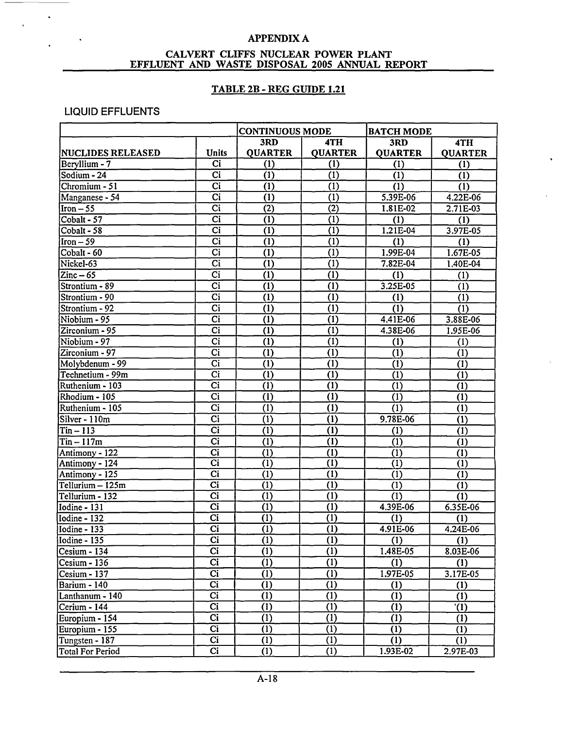# APPENDIX A

## CALVERT CLIFFS NUCLEAR POWER PLANT EFFLUENT AND WASTE DISPOSAL 2005 ANNUAL REPORT

### TABLE 2B - REG GUIDE 1.21

LIQUID EFFLUENTS

| | | CONTINUOUS MODE | | BATCH MODE | |
|---|---|---|---|---|---|
| NUCLIDES RELEASED | Units | 3RD QUARTER | 4TH QUARTER | 3RD QUARTER | 4TH QUARTER |
| Beryllium - 7 | Ci | (1) | (1) | (1) | (1) |
| Sodium - 24 | Ci | (1) | (1) | (1) | (1) |
| Chromium - 51 | Ci | (1) | (1) | (1) | (1) |
| Manganese - 54 | Ci | (1) | (1) | 5.39E-06 | 4.22E-06 |
| Iron – 55 | Ci | (2) | (2) | 1.81E-02 | 2.71E-03 |
| Cobalt - 57 | Ci | (1) | (1) | (1) | (1) |
| Cobalt - 58 | Ci | (1) | (1) | 1.21E-04 | 3.97E-05 |
| Iron – 59 | Ci | (1) | (1) | (1) | (1) |
| Cobalt - 60 | Ci | (1) | (1) | 1.99E-04 | 1.67E-05 |
| Nickel-63 | Ci | (1) | (1) | 7.82E-04 | 1.40E-04 |
| Zinc – 65 | Ci | (1) | (1) | (1) | (1) |
| Strontium - 89 | Ci | (1) | (1) | 3.25E-05 | (1) |
| Strontium - 90 | Ci | (1) | (1) | (1) | (1) |
| Strontium - 92 | Ci | (1) | (1) | (1) | (1) |
| Niobium - 95 | Ci | (1) | (1) | 4.41E-06 | 3.88E-06 |
| Zirconium - 95 | Ci | (1) | (1) | 4.38E-06 | 1.95E-06 |
| Niobium - 97 | Ci | (1) | (1) | (1) | (1) |
| Zirconium - 97 | Ci | (1) | (1) | (1) | (1) |
| Molybdenum - 99 | Ci | (1) | (1) | (1) | (1) |
| Technetium - 99m | Ci | (1) | (1) | (1) | (1) |
| Ruthenium - 103 | Ci | (1) | (1) | (1) | (1) |
| Rhodium - 105 | Ci | (1) | (1) | (1) | (1) |
| Ruthenium - 105 | Ci | (1) | (1) | (1) | (1) |
| Silver - 110m | Ci | (1) | (1) | 9.78E-06 | (1) |
| Tin – 113 | Ci | (1) | (1) | (1) | (1) |
| Tin – 117m | Ci | (1) | (1) | (1) | (1) |
| Antimony - 122 | Ci | (1) | (1) | (1) | (1) |
| Antimony - 124 | Ci | (1) | (1) | (1) | (1) |
| Antimony - 125 | Ci | (1) | (1) | (1) | (1) |
| Tellurium – 125m | Ci | (1) | (1) | (1) | (1) |
| Tellurium - 132 | Ci | (1) | (1) | (1) | (1) |
| Iodine - 131 | Ci | (1) | (1) | 4.39E-06 | 6.35E-06 |
| Iodine - 132 | Ci | (1) | (1) | (1) | (1) |
| Iodine - 133 | Ci | (1) | (1) | 4.91E-06 | 4.24E-06 |
| Iodine - 135 | Ci | (1) | (1) | (1) | (1) |
| Cesium - 134 | Ci | (1) | (1) | 1.48E-05 | 8.03E-06 |
| Cesium - 136 | Ci | (1) | (1) | (1) | (1) |
| Cesium - 137 | Ci | (1) | (1) | 1.97E-05 | 3.17E-05 |
| Barium - 140 | Ci | (1) | (1) | (1) | (1) |
| Lanthanum - 140 | Ci | (1) | (1) | (1) | (1) |
| Cerium - 144 | Ci | (1) | (1) | (1) | '(1) |
| Europium - 154 | Ci | (1) | (1) | (1) | (1) |
| Europium - 155 | Ci | (1) | (1) | (1) | (1) |
| Tungsten - 187 | Ci | (1) | (1) | (1) | (1) |
| Total For Period | Ci | (1) | (1) | 1.93E-02 | 2.97E-03 |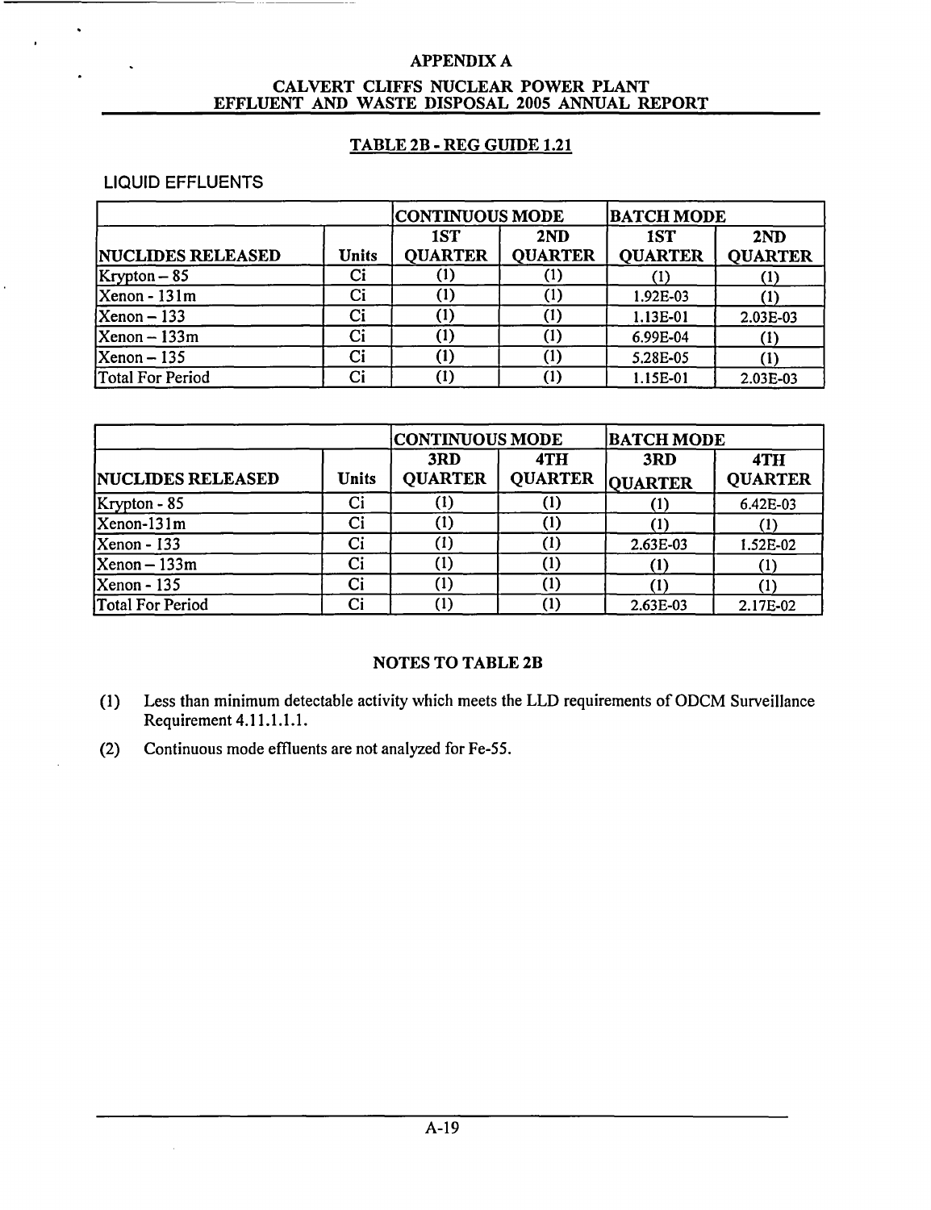APPENDIX A

CALVERT CLIFFS NUCLEAR POWER PLANT
EFFLUENT AND WASTE DISPOSAL 2005 ANNUAL REPORT

## TABLE 2B - REG GUIDE 1.21

LIQUID EFFLUENTS

| | | CONTINUOUS MODE | | BATCH MODE | |
|---|---|---|---|---|---|
| NUCLIDES RELEASED | Units | 1ST QUARTER | 2ND QUARTER | 1ST QUARTER | 2ND QUARTER |
| Krypton – 85 | Ci | (1) | (1) | (1) | (1) |
| Xenon - 131m | Ci | (1) | (1) | 1.92E-03 | (1) |
| Xenon – 133 | Ci | (1) | (1) | 1.13E-01 | 2.03E-03 |
| Xenon – 133m | Ci | (1) | (1) | 6.99E-04 | (1) |
| Xenon – 135 | Ci | (1) | (1) | 5.28E-05 | (1) |
| Total For Period | Ci | (1) | (1) | 1.15E-01 | 2.03E-03 |

| | | CONTINUOUS MODE | | BATCH MODE | |
|---|---|---|---|---|---|
| NUCLIDES RELEASED | Units | 3RD QUARTER | 4TH QUARTER | 3RD QUARTER | 4TH QUARTER |
| Krypton - 85 | Ci | (1) | (1) | (1) | 6.42E-03 |
| Xenon-131m | Ci | (1) | (1) | (1) | (1) |
| Xenon - 133 | Ci | (1) | (1) | 2.63E-03 | 1.52E-02 |
| Xenon – 133m | Ci | (1) | (1) | (1) | (1) |
| Xenon - 135 | Ci | (1) | (1) | (1) | (1) |
| Total For Period | Ci | (1) | (1) | 2.63E-03 | 2.17E-02 |

### NOTES TO TABLE 2B

(1) Less than minimum detectable activity which meets the LLD requirements of ODCM Surveillance Requirement 4.11.1.1.1.

(2) Continuous mode effluents are not analyzed for Fe-55.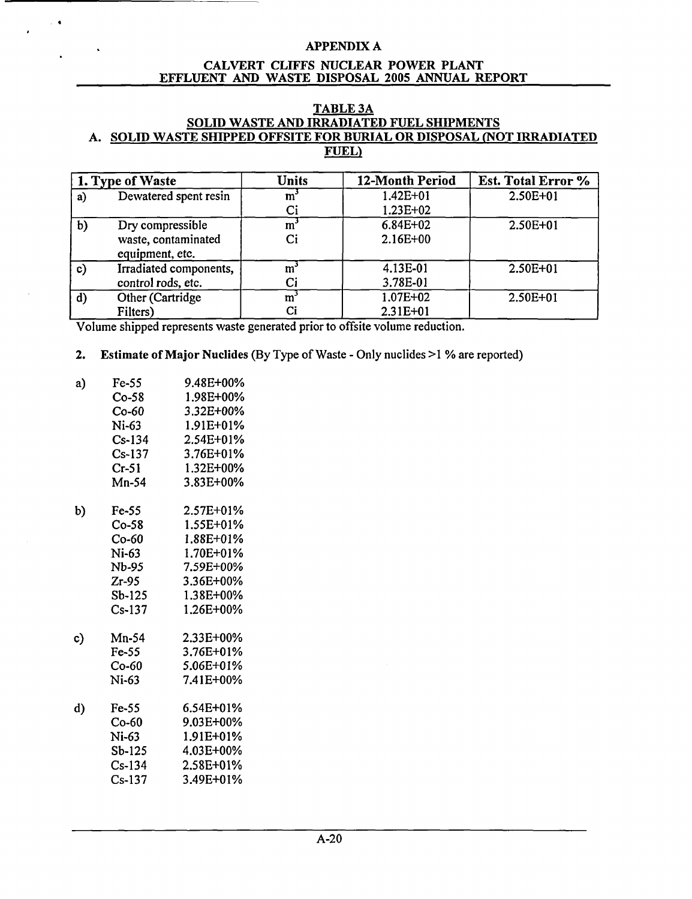# APPENDIX A

## CALVERT CLIFFS NUCLEAR POWER PLANT EFFLUENT AND WASTE DISPOSAL 2005 ANNUAL REPORT

### TABLE 3A

### SOLID WASTE AND IRRADIATED FUEL SHIPMENTS

### A. SOLID WASTE SHIPPED OFFSITE FOR BURIAL OR DISPOSAL (NOT IRRADIATED FUEL)

| 1. Type of Waste | | Units | 12-Month Period | Est. Total Error % |
|---|---|---|---|---|
| a) | Dewatered spent resin | $m^3$<br>Ci | 1.42E+01<br>1.23E+02 | 2.50E+01 |
| b) | Dry compressible waste, contaminated equipment, etc. | $m^3$<br>Ci | 6.84E+02<br>2.16E+00 | 2.50E+01 |
| c) | Irradiated components, control rods, etc. | $m^3$<br>Ci | 4.13E-01<br>3.78E-01 | 2.50E+01 |
| d) | Other (Cartridge Filters) | $m^3$<br>Ci | 1.07E+02<br>2.31E+01 | 2.50E+01 |

Volume shipped represents waste generated prior to offsite volume reduction.

**2. Estimate of Major Nuclides** (By Type of Waste - Only nuclides >1 % are reported)

| | Nuclide | % |
|---|---|---|
| a) | Fe-55 | 9.48E+00% |
| | Co-58 | 1.98E+00% |
| | Co-60 | 3.32E+00% |
| | Ni-63 | 1.91E+01% |
| | Cs-134 | 2.54E+01% |
| | Cs-137 | 3.76E+01% |
| | Cr-51 | 1.32E+00% |
| | Mn-54 | 3.83E+00% |
| b) | Fe-55 | 2.57E+01% |
| | Co-58 | 1.55E+01% |
| | Co-60 | 1.88E+01% |
| | Ni-63 | 1.70E+01% |
| | Nb-95 | 7.59E+00% |
| | Zr-95 | 3.36E+00% |
| | Sb-125 | 1.38E+00% |
| | Cs-137 | 1.26E+00% |
| c) | Mn-54 | 2.33E+00% |
| | Fe-55 | 3.76E+01% |
| | Co-60 | 5.06E+01% |
| | Ni-63 | 7.41E+00% |
| d) | Fe-55 | 6.54E+01% |
| | Co-60 | 9.03E+00% |
| | Ni-63 | 1.91E+01% |
| | Sb-125 | 4.03E+00% |
| | Cs-134 | 2.58E+01% |
| | Cs-137 | 3.49E+01% |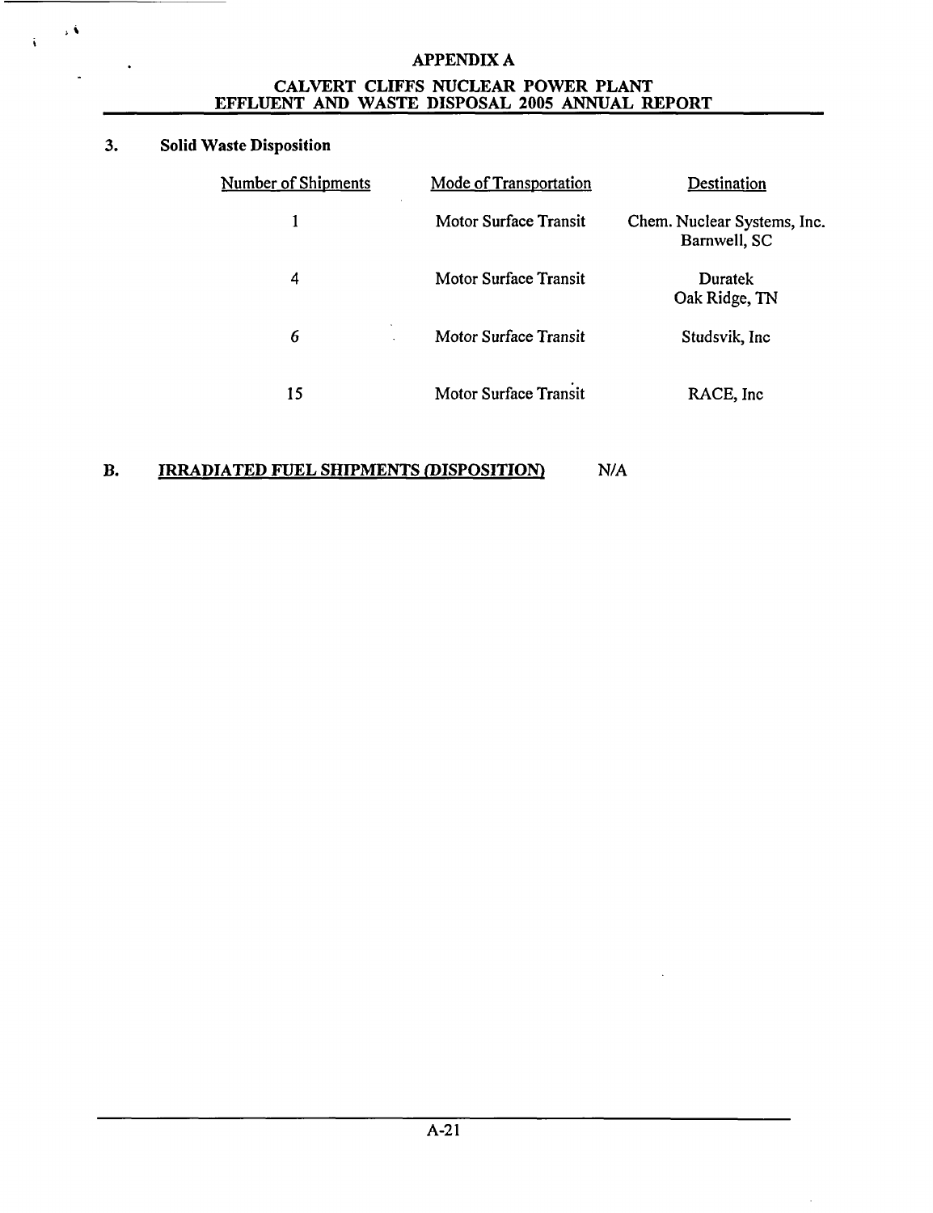## APPENDIX A

## CALVERT CLIFFS NUCLEAR POWER PLANT EFFLUENT AND WASTE DISPOSAL 2005 ANNUAL REPORT

### 3. Solid Waste Disposition

| Number of Shipments | Mode of Transportation | Destination |
|---|---|---|
| 1 | Motor Surface Transit | Chem. Nuclear Systems, Inc. Barnwell, SC |
| 4 | Motor Surface Transit | Duratek Oak Ridge, TN |
| 6 | Motor Surface Transit | Studsvik, Inc |
| 15 | Motor Surface Transit | RACE, Inc |

### B. IRRADIATED FUEL SHIPMENTS (DISPOSITION) N/A